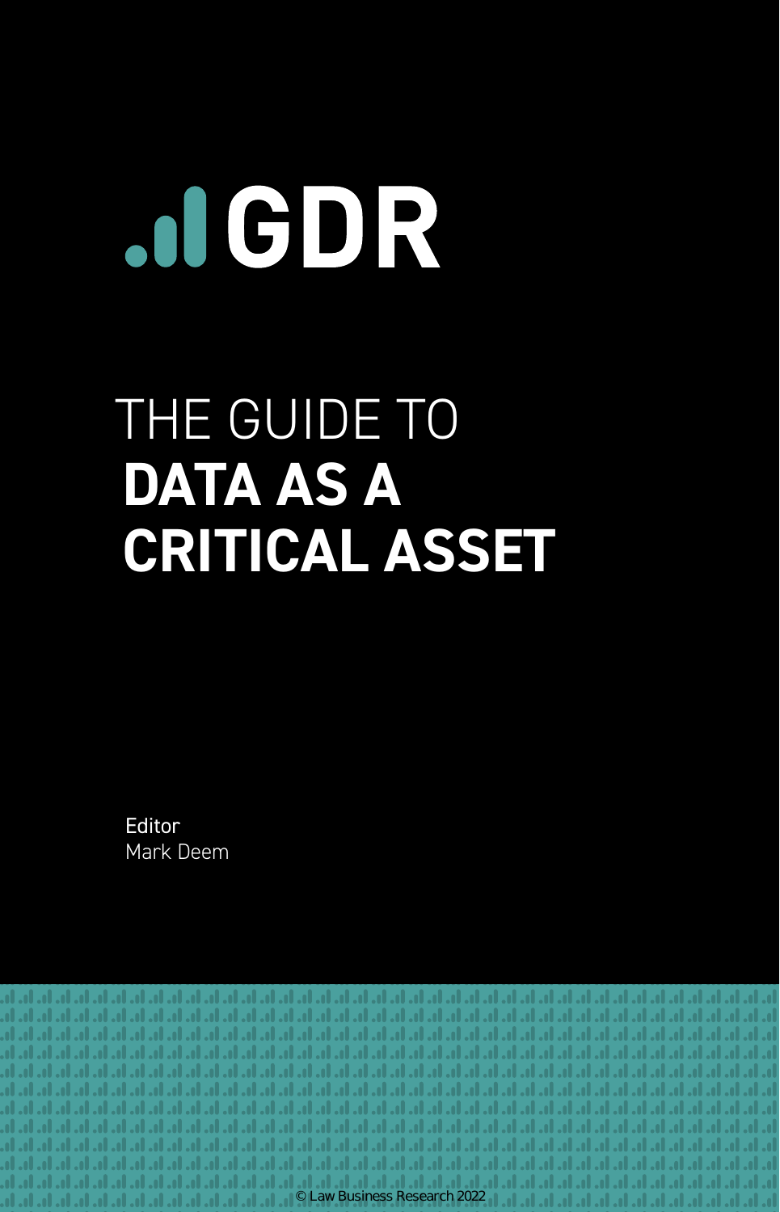# GDR

THE GUIDE TO

# DATA AS A CRITICAL ASSET

**Editor**
Mark Deem

© Law Business Research 2022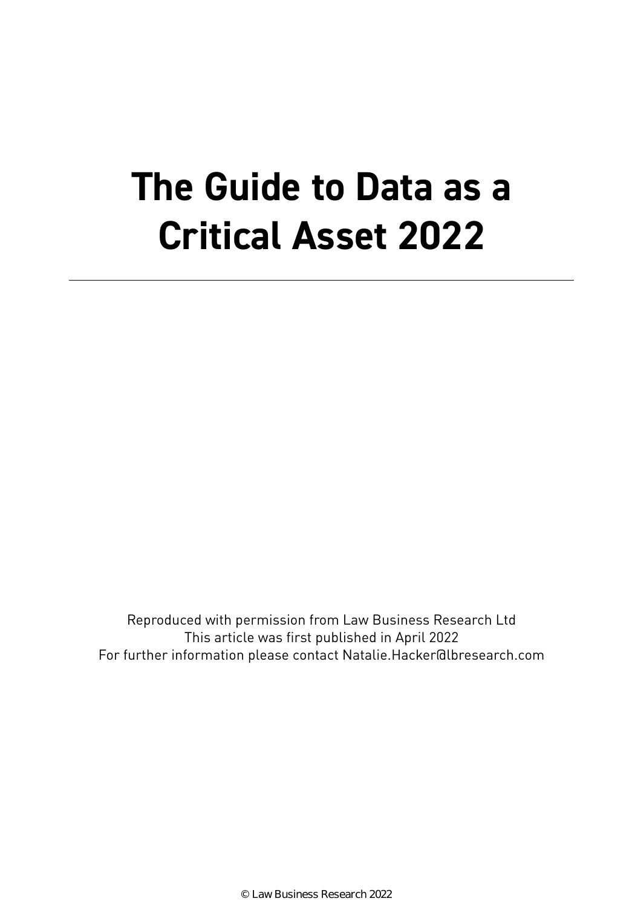# The Guide to Data as a Critical Asset 2022

---

Reproduced with permission from Law Business Research Ltd
This article was first published in April 2022
For further information please contact Natalie.Hacker@lbresearch.com

© Law Business Research 2022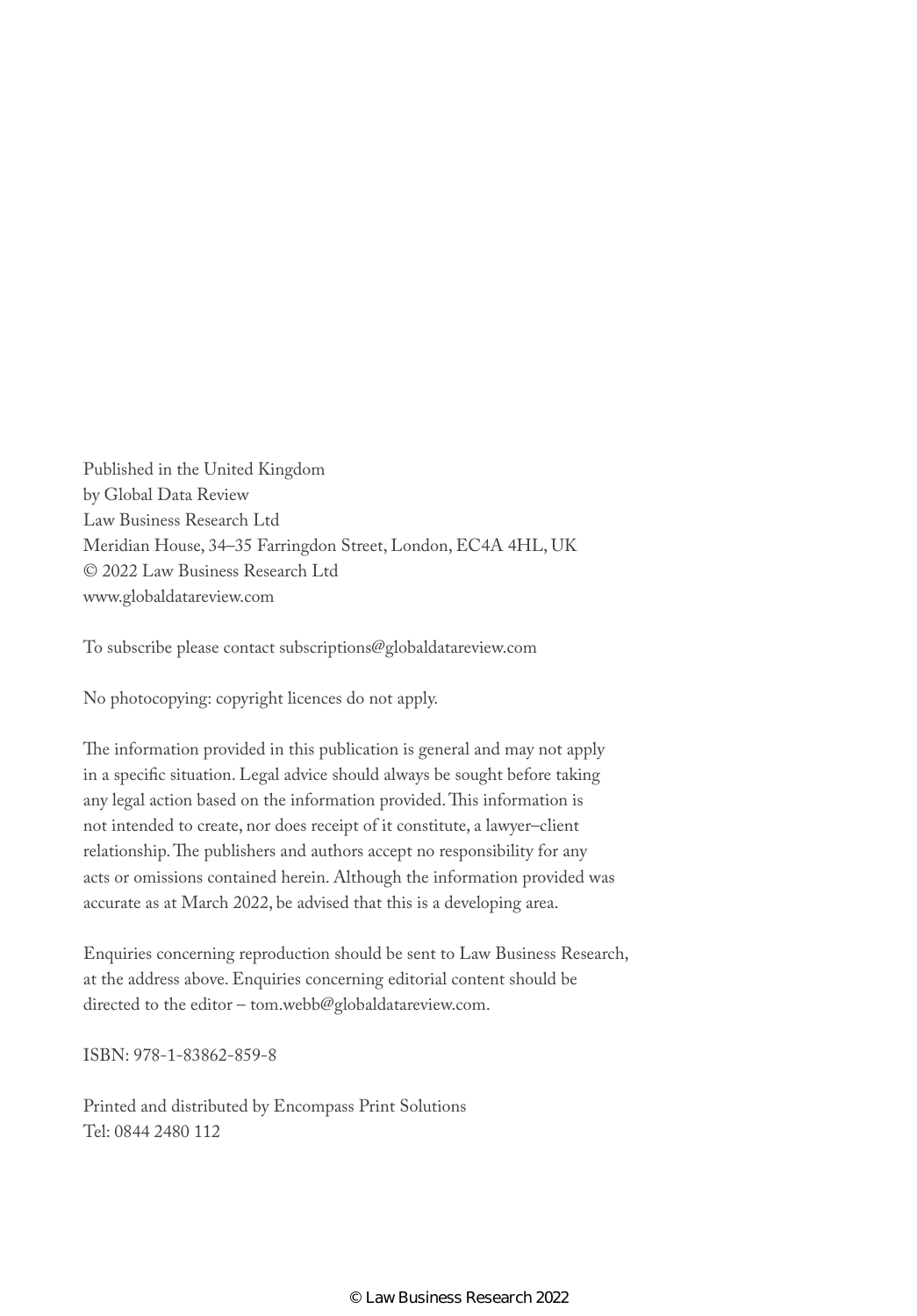Published in the United Kingdom
by Global Data Review
Law Business Research Ltd
Meridian House, 34–35 Farringdon Street, London, EC4A 4HL, UK
© 2022 Law Business Research Ltd
www.globaldatareview.com

To subscribe please contact subscriptions@globaldatareview.com

No photocopying: copyright licences do not apply.

The information provided in this publication is general and may not apply in a specific situation. Legal advice should always be sought before taking any legal action based on the information provided. This information is not intended to create, nor does receipt of it constitute, a lawyer–client relationship. The publishers and authors accept no responsibility for any acts or omissions contained herein. Although the information provided was accurate as at March 2022, be advised that this is a developing area.

Enquiries concerning reproduction should be sent to Law Business Research, at the address above. Enquiries concerning editorial content should be directed to the editor – tom.webb@globaldatareview.com.

ISBN: 978-1-83862-859-8

Printed and distributed by Encompass Print Solutions
Tel: 0844 2480 112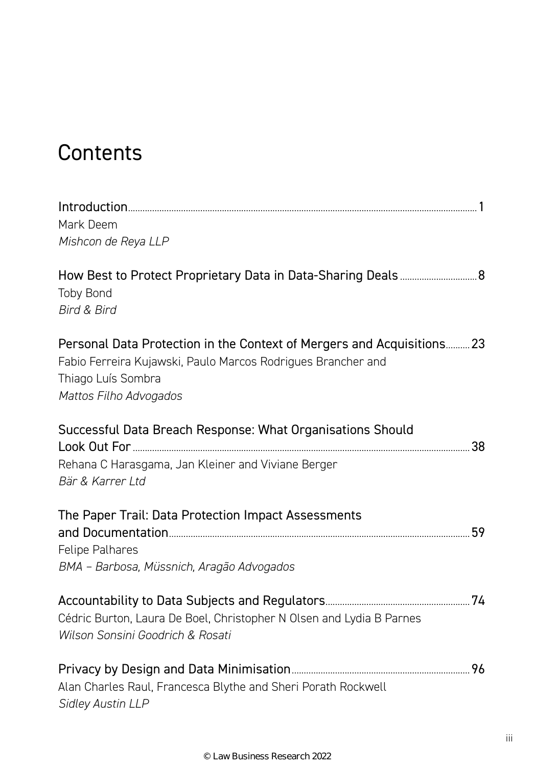# Contents

Introduction ... 1
Mark Deem
*Mishcon de Reya LLP*

How Best to Protect Proprietary Data in Data-Sharing Deals ... 8
Toby Bond
*Bird & Bird*

Personal Data Protection in the Context of Mergers and Acquisitions ... 23
Fabio Ferreira Kujawski, Paulo Marcos Rodrigues Brancher and Thiago Luís Sombra
*Mattos Filho Advogados*

Successful Data Breach Response: What Organisations Should Look Out For ... 38
Rehana C Harasgama, Jan Kleiner and Viviane Berger
*Bär & Karrer Ltd*

The Paper Trail: Data Protection Impact Assessments and Documentation ... 59
Felipe Palhares
*BMA – Barbosa, Müssnich, Aragão Advogados*

Accountability to Data Subjects and Regulators ... 74
Cédric Burton, Laura De Boel, Christopher N Olsen and Lydia B Parnes
*Wilson Sonsini Goodrich & Rosati*

Privacy by Design and Data Minimisation ... 96
Alan Charles Raul, Francesca Blythe and Sheri Porath Rockwell
*Sidley Austin LLP*

© Law Business Research 2022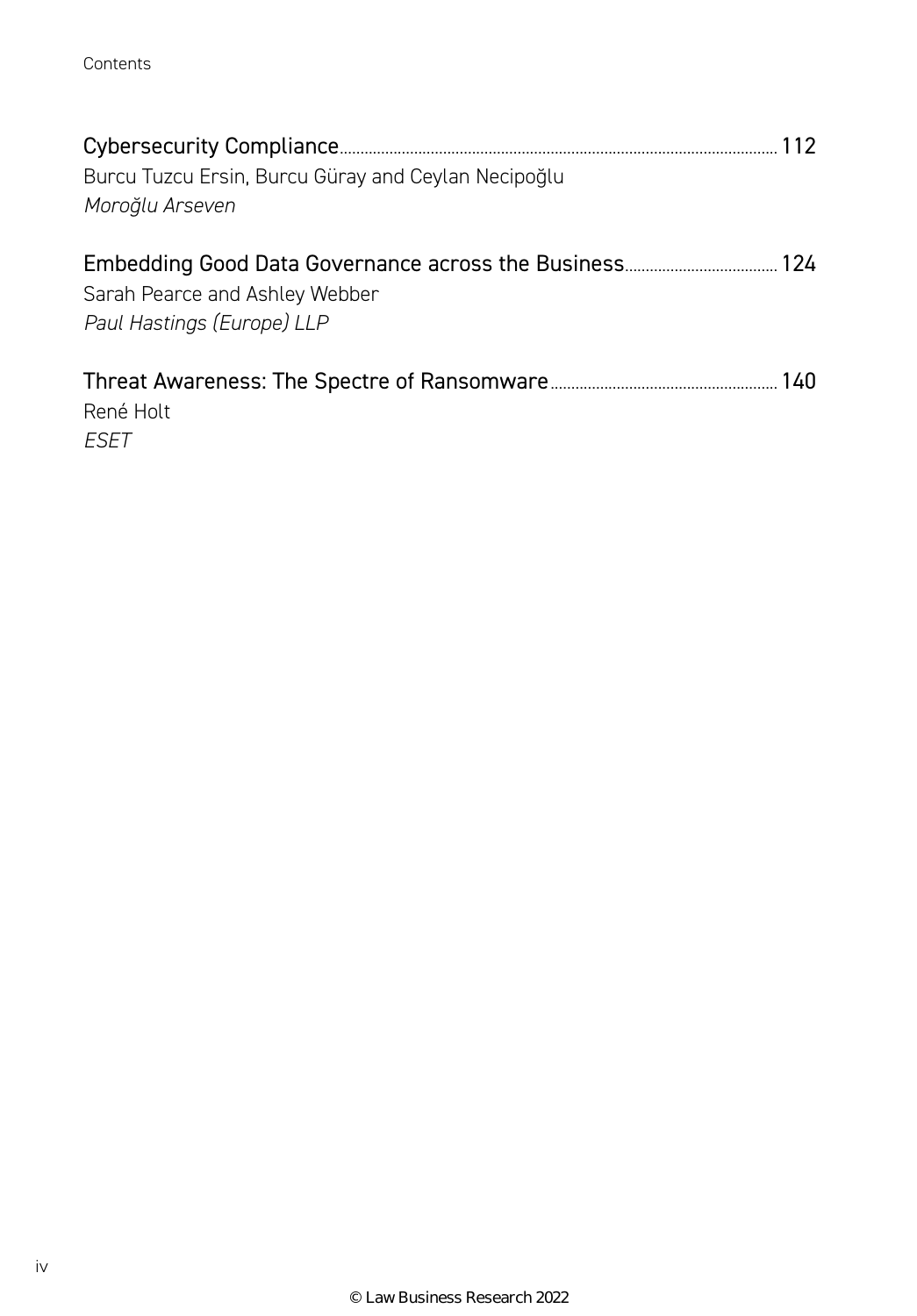Cybersecurity Compliance........................................................................................................... 112

Burcu Tuzcu Ersin, Burcu Güray and Ceylan Necipoğlu

*Moroğlu Arseven*

Embedding Good Data Governance across the Business..................................... 124

Sarah Pearce and Ashley Webber

*Paul Hastings (Europe) LLP*

Threat Awareness: The Spectre of Ransomware....................................................... 140

René Holt

*ESET*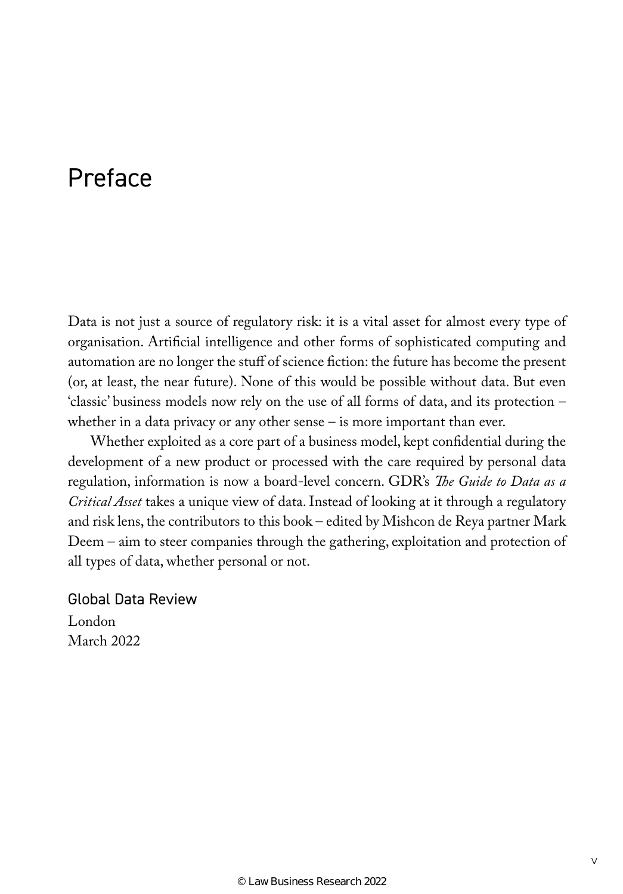# Preface

Data is not just a source of regulatory risk: it is a vital asset for almost every type of organisation. Artificial intelligence and other forms of sophisticated computing and automation are no longer the stuff of science fiction: the future has become the present (or, at least, the near future). None of this would be possible without data. But even 'classic' business models now rely on the use of all forms of data, and its protection – whether in a data privacy or any other sense – is more important than ever.

Whether exploited as a core part of a business model, kept confidential during the development of a new product or processed with the care required by personal data regulation, information is now a board-level concern. GDR's *The Guide to Data as a Critical Asset* takes a unique view of data. Instead of looking at it through a regulatory and risk lens, the contributors to this book – edited by Mishcon de Reya partner Mark Deem – aim to steer companies through the gathering, exploitation and protection of all types of data, whether personal or not.

Global Data Review
London
March 2022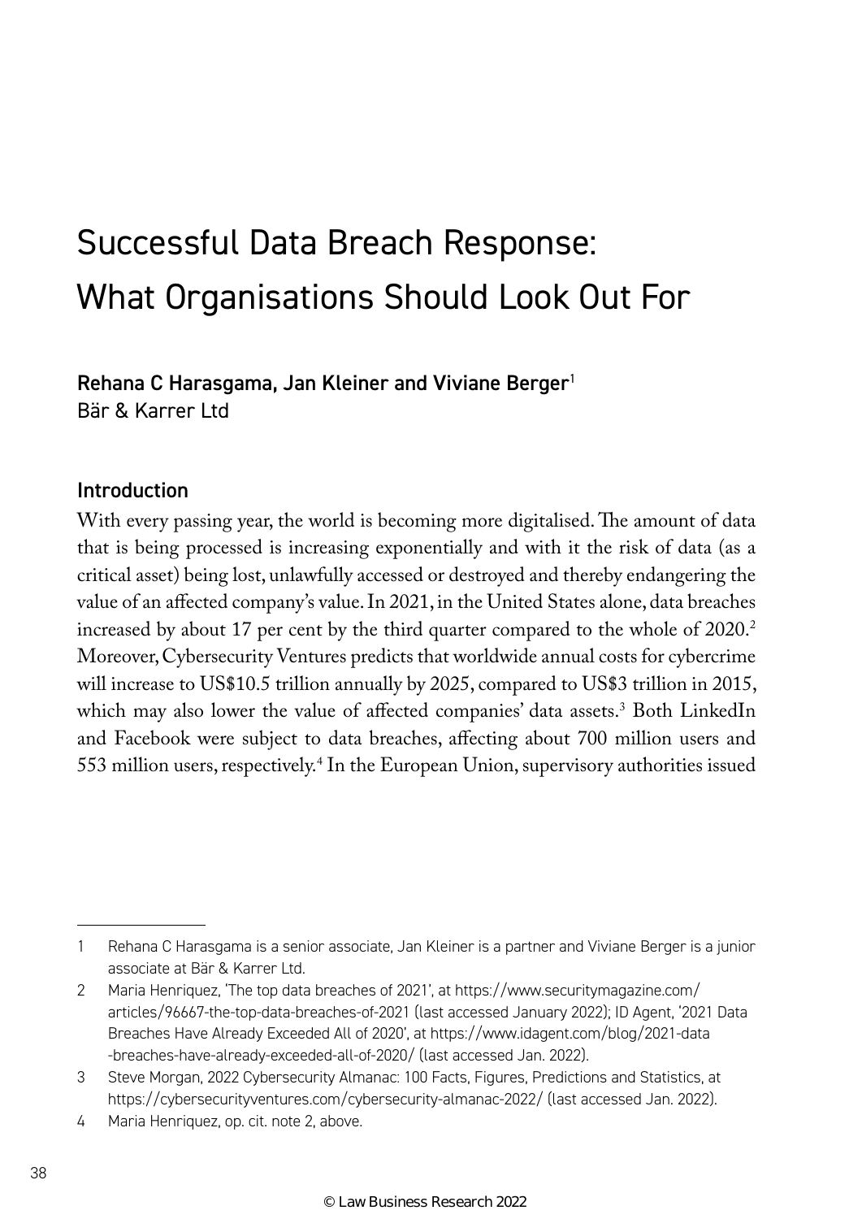# Successful Data Breach Response: What Organisations Should Look Out For

**Rehana C Harasgama, Jan Kleiner and Viviane Berger**[1]
Bär & Karrer Ltd

## Introduction

With every passing year, the world is becoming more digitalised. The amount of data that is being processed is increasing exponentially and with it the risk of data (as a critical asset) being lost, unlawfully accessed or destroyed and thereby endangering the value of an affected company's value. In 2021, in the United States alone, data breaches increased by about 17 per cent by the third quarter compared to the whole of 2020.[2] Moreover, Cybersecurity Ventures predicts that worldwide annual costs for cybercrime will increase to US$10.5 trillion annually by 2025, compared to US$3 trillion in 2015, which may also lower the value of affected companies' data assets.[3] Both LinkedIn and Facebook were subject to data breaches, affecting about 700 million users and 553 million users, respectively.[4] In the European Union, supervisory authorities issued

---

1 Rehana C Harasgama is a senior associate, Jan Kleiner is a partner and Viviane Berger is a junior associate at Bär & Karrer Ltd.

2 Maria Henriquez, 'The top data breaches of 2021', at https://www.securitymagazine.com/articles/96667-the-top-data-breaches-of-2021 (last accessed January 2022); ID Agent, '2021 Data Breaches Have Already Exceeded All of 2020', at https://www.idagent.com/blog/2021-data-breaches-have-already-exceeded-all-of-2020/ (last accessed Jan. 2022).

3 Steve Morgan, 2022 Cybersecurity Almanac: 100 Facts, Figures, Predictions and Statistics, at https://cybersecurityventures.com/cybersecurity-almanac-2022/ (last accessed Jan. 2022).

4 Maria Henriquez, op. cit. note 2, above.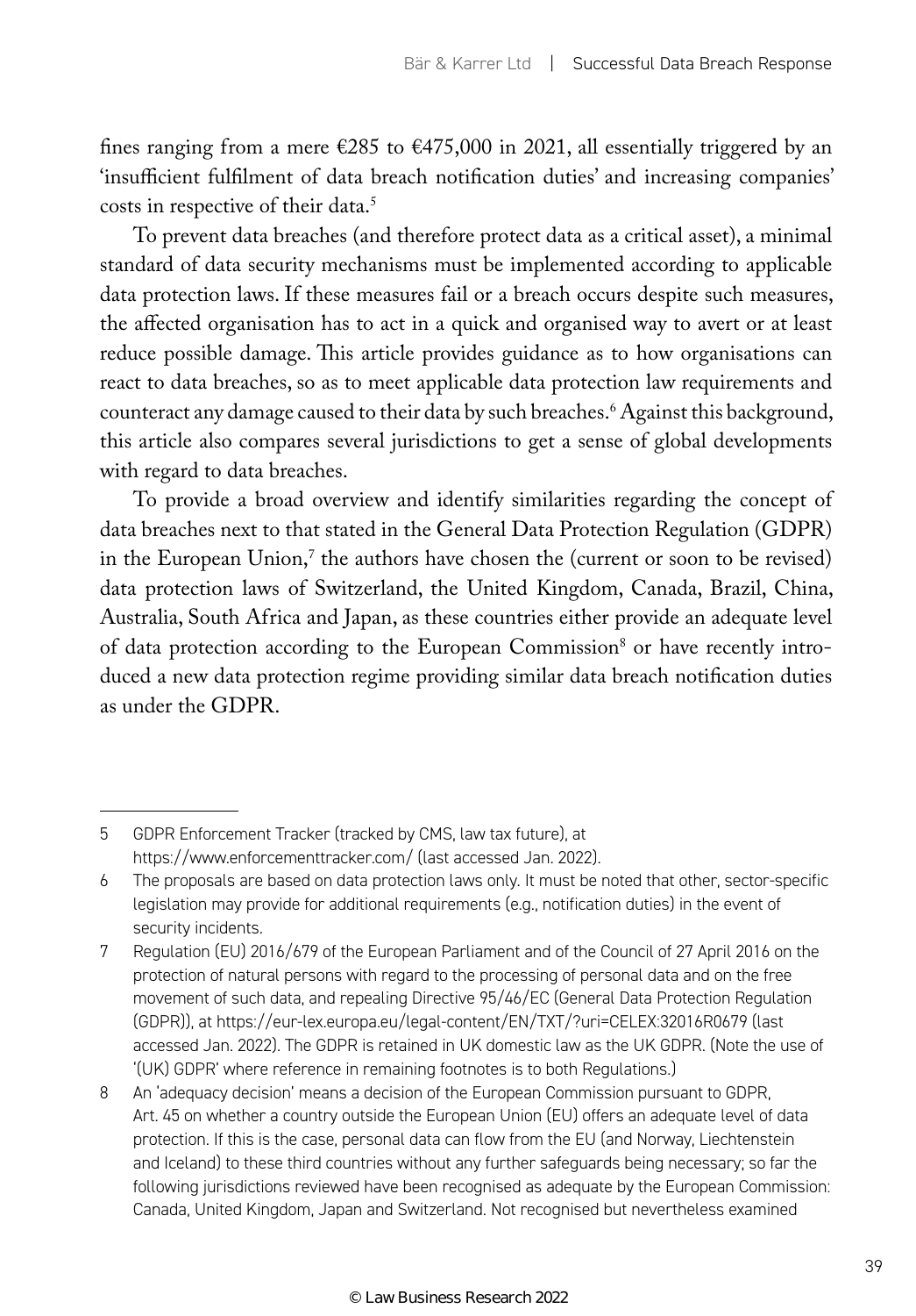fines ranging from a mere €285 to €475,000 in 2021, all essentially triggered by an 'insufficient fulfilment of data breach notification duties' and increasing companies' costs in respective of their data.[5]

To prevent data breaches (and therefore protect data as a critical asset), a minimal standard of data security mechanisms must be implemented according to applicable data protection laws. If these measures fail or a breach occurs despite such measures, the affected organisation has to act in a quick and organised way to avert or at least reduce possible damage. This article provides guidance as to how organisations can react to data breaches, so as to meet applicable data protection law requirements and counteract any damage caused to their data by such breaches.[6] Against this background, this article also compares several jurisdictions to get a sense of global developments with regard to data breaches.

To provide a broad overview and identify similarities regarding the concept of data breaches next to that stated in the General Data Protection Regulation (GDPR) in the European Union,[7] the authors have chosen the (current or soon to be revised) data protection laws of Switzerland, the United Kingdom, Canada, Brazil, China, Australia, South Africa and Japan, as these countries either provide an adequate level of data protection according to the European Commission[8] or have recently introduced a new data protection regime providing similar data breach notification duties as under the GDPR.

---

5 GDPR Enforcement Tracker (tracked by CMS, law tax future), at https://www.enforcementtracker.com/ (last accessed Jan. 2022).

6 The proposals are based on data protection laws only. It must be noted that other, sector-specific legislation may provide for additional requirements (e.g., notification duties) in the event of security incidents.

7 Regulation (EU) 2016/679 of the European Parliament and of the Council of 27 April 2016 on the protection of natural persons with regard to the processing of personal data and on the free movement of such data, and repealing Directive 95/46/EC (General Data Protection Regulation (GDPR)), at https://eur-lex.europa.eu/legal-content/EN/TXT/?uri=CELEX:32016R0679 (last accessed Jan. 2022). The GDPR is retained in UK domestic law as the UK GDPR. (Note the use of '(UK) GDPR' where reference in remaining footnotes is to both Regulations.)

8 An 'adequacy decision' means a decision of the European Commission pursuant to GDPR, Art. 45 on whether a country outside the European Union (EU) offers an adequate level of data protection. If this is the case, personal data can flow from the EU (and Norway, Liechtenstein and Iceland) to these third countries without any further safeguards being necessary; so far the following jurisdictions reviewed have been recognised as adequate by the European Commission: Canada, United Kingdom, Japan and Switzerland. Not recognised but nevertheless examined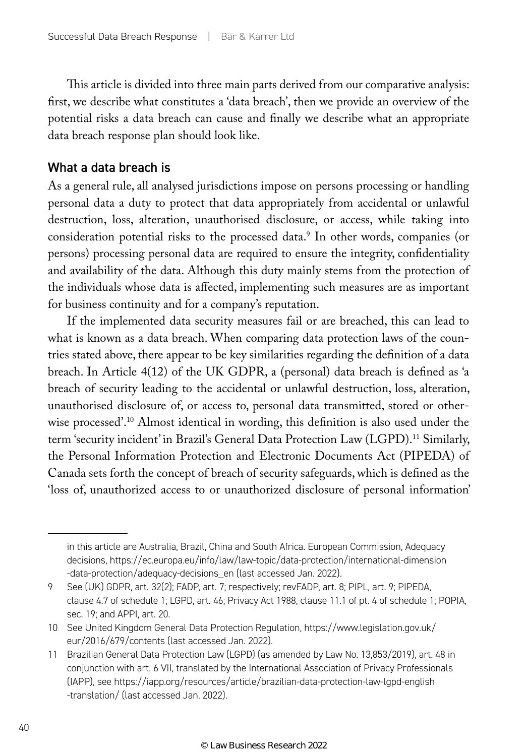This article is divided into three main parts derived from our comparative analysis: first, we describe what constitutes a 'data breach', then we provide an overview of the potential risks a data breach can cause and finally we describe what an appropriate data breach response plan should look like.

## What a data breach is

As a general rule, all analysed jurisdictions impose on persons processing or handling personal data a duty to protect that data appropriately from accidental or unlawful destruction, loss, alteration, unauthorised disclosure, or access, while taking into consideration potential risks to the processed data.[9] In other words, companies (or persons) processing personal data are required to ensure the integrity, confidentiality and availability of the data. Although this duty mainly stems from the protection of the individuals whose data is affected, implementing such measures are as important for business continuity and for a company's reputation.

If the implemented data security measures fail or are breached, this can lead to what is known as a data breach. When comparing data protection laws of the countries stated above, there appear to be key similarities regarding the definition of a data breach. In Article 4(12) of the UK GDPR, a (personal) data breach is defined as 'a breach of security leading to the accidental or unlawful destruction, loss, alteration, unauthorised disclosure of, or access to, personal data transmitted, stored or otherwise processed'.[10] Almost identical in wording, this definition is also used under the term 'security incident' in Brazil's General Data Protection Law (LGPD).[11] Similarly, the Personal Information Protection and Electronic Documents Act (PIPEDA) of Canada sets forth the concept of breach of security safeguards, which is defined as the 'loss of, unauthorized access to or unauthorized disclosure of personal information'

---

in this article are Australia, Brazil, China and South Africa. European Commission, Adequacy decisions, https://ec.europa.eu/info/law/law-topic/data-protection/international-dimension-data-protection/adequacy-decisions_en (last accessed Jan. 2022).

9 See (UK) GDPR, art. 32(2); FADP, art. 7; respectively; revFADP, art. 8; PIPL, art. 9; PIPEDA, clause 4.7 of schedule 1; LGPD, art. 46; Privacy Act 1988, clause 11.1 of pt. 4 of schedule 1; POPIA, sec. 19; and APPI, art. 20.

10 See United Kingdom General Data Protection Regulation, https://www.legislation.gov.uk/eur/2016/679/contents (last accessed Jan. 2022).

11 Brazilian General Data Protection Law (LGPD) (as amended by Law No. 13,853/2019), art. 48 in conjunction with art. 6 VII, translated by the International Association of Privacy Professionals (IAPP), see https://iapp.org/resources/article/brazilian-data-protection-law-lgpd-english-translation/ (last accessed Jan. 2022).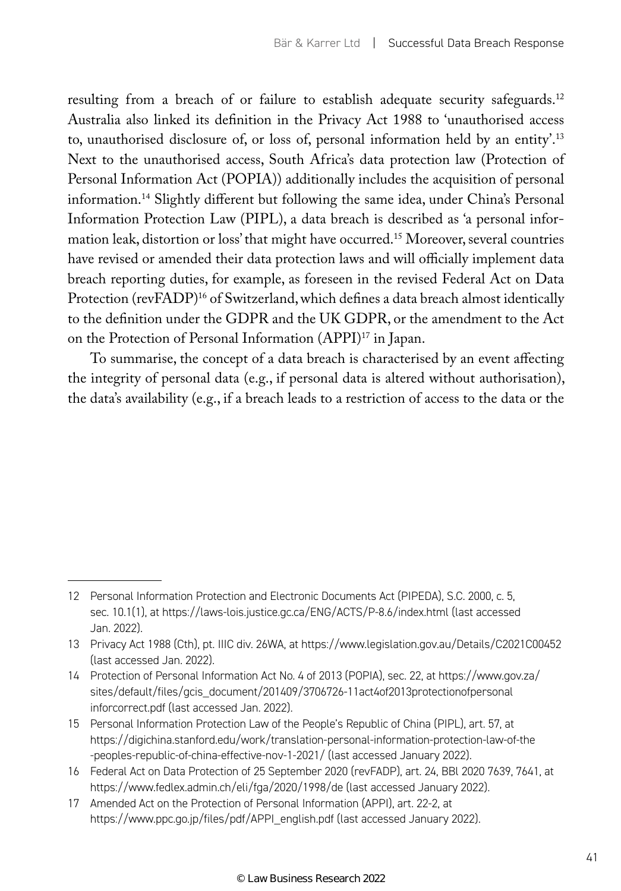resulting from a breach of or failure to establish adequate security safeguards.[12] Australia also linked its definition in the Privacy Act 1988 to 'unauthorised access to, unauthorised disclosure of, or loss of, personal information held by an entity'.[13] Next to the unauthorised access, South Africa's data protection law (Protection of Personal Information Act (POPIA)) additionally includes the acquisition of personal information.[14] Slightly different but following the same idea, under China's Personal Information Protection Law (PIPL), a data breach is described as 'a personal information leak, distortion or loss' that might have occurred.[15] Moreover, several countries have revised or amended their data protection laws and will officially implement data breach reporting duties, for example, as foreseen in the revised Federal Act on Data Protection (revFADP)[16] of Switzerland, which defines a data breach almost identically to the definition under the GDPR and the UK GDPR, or the amendment to the Act on the Protection of Personal Information (APPI)[17] in Japan.

To summarise, the concept of a data breach is characterised by an event affecting the integrity of personal data (e.g., if personal data is altered without authorisation), the data's availability (e.g., if a breach leads to a restriction of access to the data or the

---

12 Personal Information Protection and Electronic Documents Act (PIPEDA), S.C. 2000, c. 5, sec. 10.1(1), at https://laws-lois.justice.gc.ca/ENG/ACTS/P-8.6/index.html (last accessed Jan. 2022).

13 Privacy Act 1988 (Cth), pt. IIIC div. 26WA, at https://www.legislation.gov.au/Details/C2021C00452 (last accessed Jan. 2022).

14 Protection of Personal Information Act No. 4 of 2013 (POPIA), sec. 22, at https://www.gov.za/sites/default/files/gcis_document/201409/3706726-11act4of2013protectionofpersonalinforcorrect.pdf (last accessed Jan. 2022).

15 Personal Information Protection Law of the People's Republic of China (PIPL), art. 57, at https://digichina.stanford.edu/work/translation-personal-information-protection-law-of-the-peoples-republic-of-china-effective-nov-1-2021/ (last accessed January 2022).

16 Federal Act on Data Protection of 25 September 2020 (revFADP), art. 24, BBl 2020 7639, 7641, at https://www.fedlex.admin.ch/eli/fga/2020/1998/de (last accessed January 2022).

17 Amended Act on the Protection of Personal Information (APPI), art. 22-2, at https://www.ppc.go.jp/files/pdf/APPI_english.pdf (last accessed January 2022).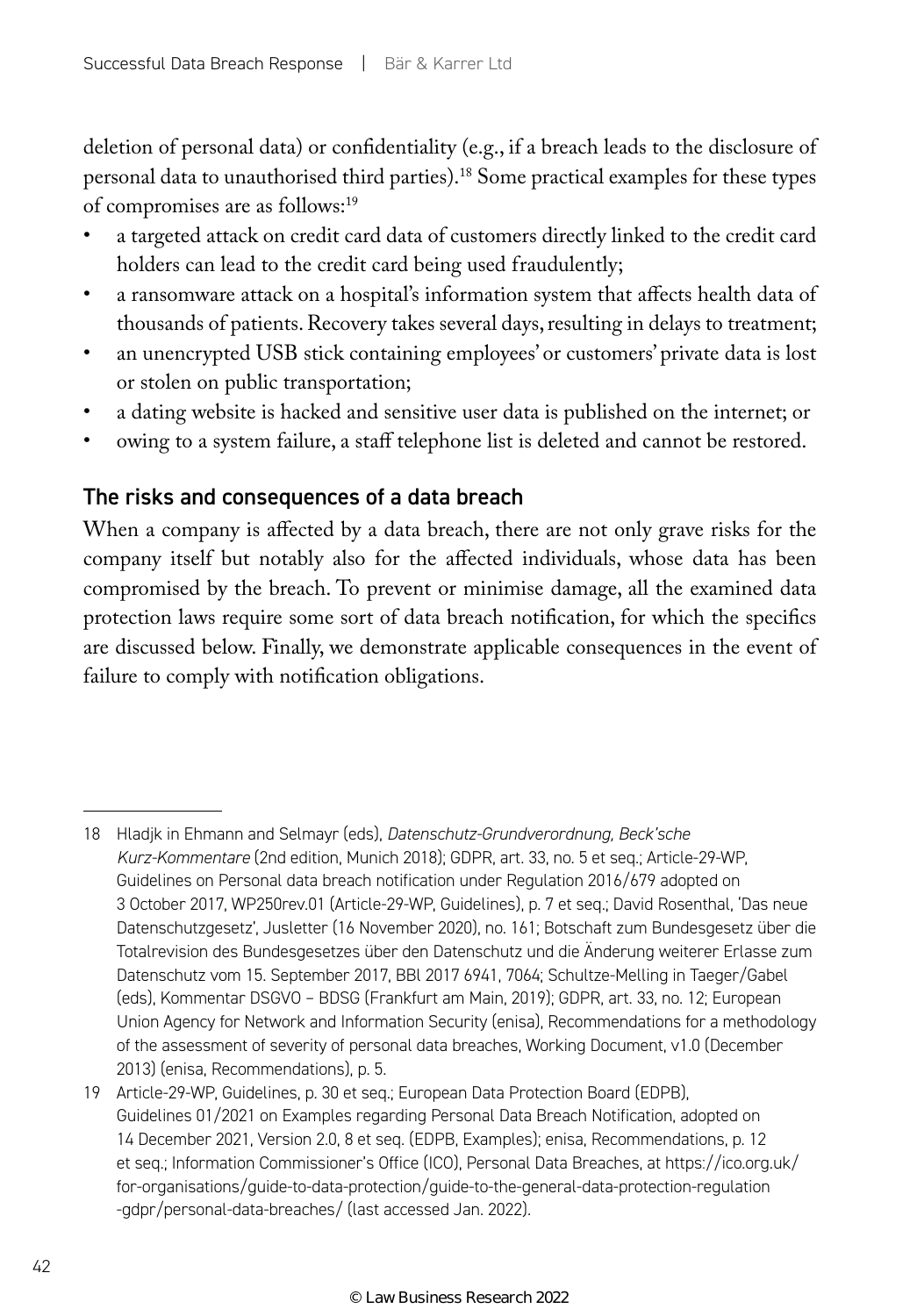deletion of personal data) or confidentiality (e.g., if a breach leads to the disclosure of personal data to unauthorised third parties).[18] Some practical examples for these types of compromises are as follows:[19]

- a targeted attack on credit card data of customers directly linked to the credit card holders can lead to the credit card being used fraudulently;
- a ransomware attack on a hospital's information system that affects health data of thousands of patients. Recovery takes several days, resulting in delays to treatment;
- an unencrypted USB stick containing employees' or customers' private data is lost or stolen on public transportation;
- a dating website is hacked and sensitive user data is published on the internet; or
- owing to a system failure, a staff telephone list is deleted and cannot be restored.

## The risks and consequences of a data breach

When a company is affected by a data breach, there are not only grave risks for the company itself but notably also for the affected individuals, whose data has been compromised by the breach. To prevent or minimise damage, all the examined data protection laws require some sort of data breach notification, for which the specifics are discussed below. Finally, we demonstrate applicable consequences in the event of failure to comply with notification obligations.

---

18 Hladjk in Ehmann and Selmayr (eds), *Datenschutz-Grundverordnung, Beck'sche Kurz-Kommentare* (2nd edition, Munich 2018); GDPR, art. 33, no. 5 et seq.; Article-29-WP, Guidelines on Personal data breach notification under Regulation 2016/679 adopted on 3 October 2017, WP250rev.01 (Article-29-WP, Guidelines), p. 7 et seq.; David Rosenthal, 'Das neue Datenschutzgesetz', Jusletter (16 November 2020), no. 161; Botschaft zum Bundesgesetz über die Totalrevision des Bundesgesetzes über den Datenschutz und die Änderung weiterer Erlasse zum Datenschutz vom 15. September 2017, BBl 2017 6941, 7064; Schultze-Melling in Taeger/Gabel (eds), Kommentar DSGVO – BDSG (Frankfurt am Main, 2019); GDPR, art. 33, no. 12; European Union Agency for Network and Information Security (enisa), Recommendations for a methodology of the assessment of severity of personal data breaches, Working Document, v1.0 (December 2013) (enisa, Recommendations), p. 5.

19 Article-29-WP, Guidelines, p. 30 et seq.; European Data Protection Board (EDPB), Guidelines 01/2021 on Examples regarding Personal Data Breach Notification, adopted on 14 December 2021, Version 2.0, 8 et seq. (EDPB, Examples); enisa, Recommendations, p. 12 et seq.; Information Commissioner's Office (ICO), Personal Data Breaches, at https://ico.org.uk/for-organisations/guide-to-data-protection/guide-to-the-general-data-protection-regulation-gdpr/personal-data-breaches/ (last accessed Jan. 2022).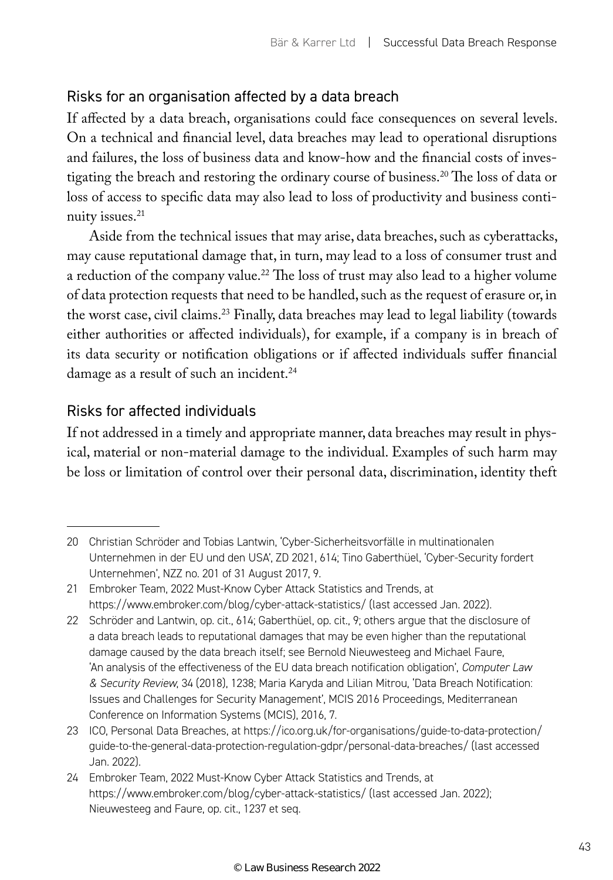### Risks for an organisation affected by a data breach

If affected by a data breach, organisations could face consequences on several levels. On a technical and financial level, data breaches may lead to operational disruptions and failures, the loss of business data and know-how and the financial costs of investigating the breach and restoring the ordinary course of business.[20] The loss of data or loss of access to specific data may also lead to loss of productivity and business continuity issues.[21]

Aside from the technical issues that may arise, data breaches, such as cyberattacks, may cause reputational damage that, in turn, may lead to a loss of consumer trust and a reduction of the company value.[22] The loss of trust may also lead to a higher volume of data protection requests that need to be handled, such as the request of erasure or, in the worst case, civil claims.[23] Finally, data breaches may lead to legal liability (towards either authorities or affected individuals), for example, if a company is in breach of its data security or notification obligations or if affected individuals suffer financial damage as a result of such an incident.[24]

### Risks for affected individuals

If not addressed in a timely and appropriate manner, data breaches may result in physical, material or non-material damage to the individual. Examples of such harm may be loss or limitation of control over their personal data, discrimination, identity theft

---

20 Christian Schröder and Tobias Lantwin, 'Cyber-Sicherheitsvorfälle in multinationalen Unternehmen in der EU und den USA', ZD 2021, 614; Tino Gaberthüel, 'Cyber-Security fordert Unternehmen', NZZ no. 201 of 31 August 2017, 9.

21 Embroker Team, 2022 Must-Know Cyber Attack Statistics and Trends, at https://www.embroker.com/blog/cyber-attack-statistics/ (last accessed Jan. 2022).

22 Schröder and Lantwin, op. cit., 614; Gaberthüel, op. cit., 9; others argue that the disclosure of a data breach leads to reputational damages that may be even higher than the reputational damage caused by the data breach itself; see Bernold Nieuwesteeg and Michael Faure, 'An analysis of the effectiveness of the EU data breach notification obligation', *Computer Law & Security Review*, 34 (2018), 1238; Maria Karyda and Lilian Mitrou, 'Data Breach Notification: Issues and Challenges for Security Management', MCIS 2016 Proceedings, Mediterranean Conference on Information Systems (MCIS), 2016, 7.

23 ICO, Personal Data Breaches, at https://ico.org.uk/for-organisations/guide-to-data-protection/guide-to-the-general-data-protection-regulation-gdpr/personal-data-breaches/ (last accessed Jan. 2022).

24 Embroker Team, 2022 Must-Know Cyber Attack Statistics and Trends, at https://www.embroker.com/blog/cyber-attack-statistics/ (last accessed Jan. 2022); Nieuwesteeg and Faure, op. cit., 1237 et seq.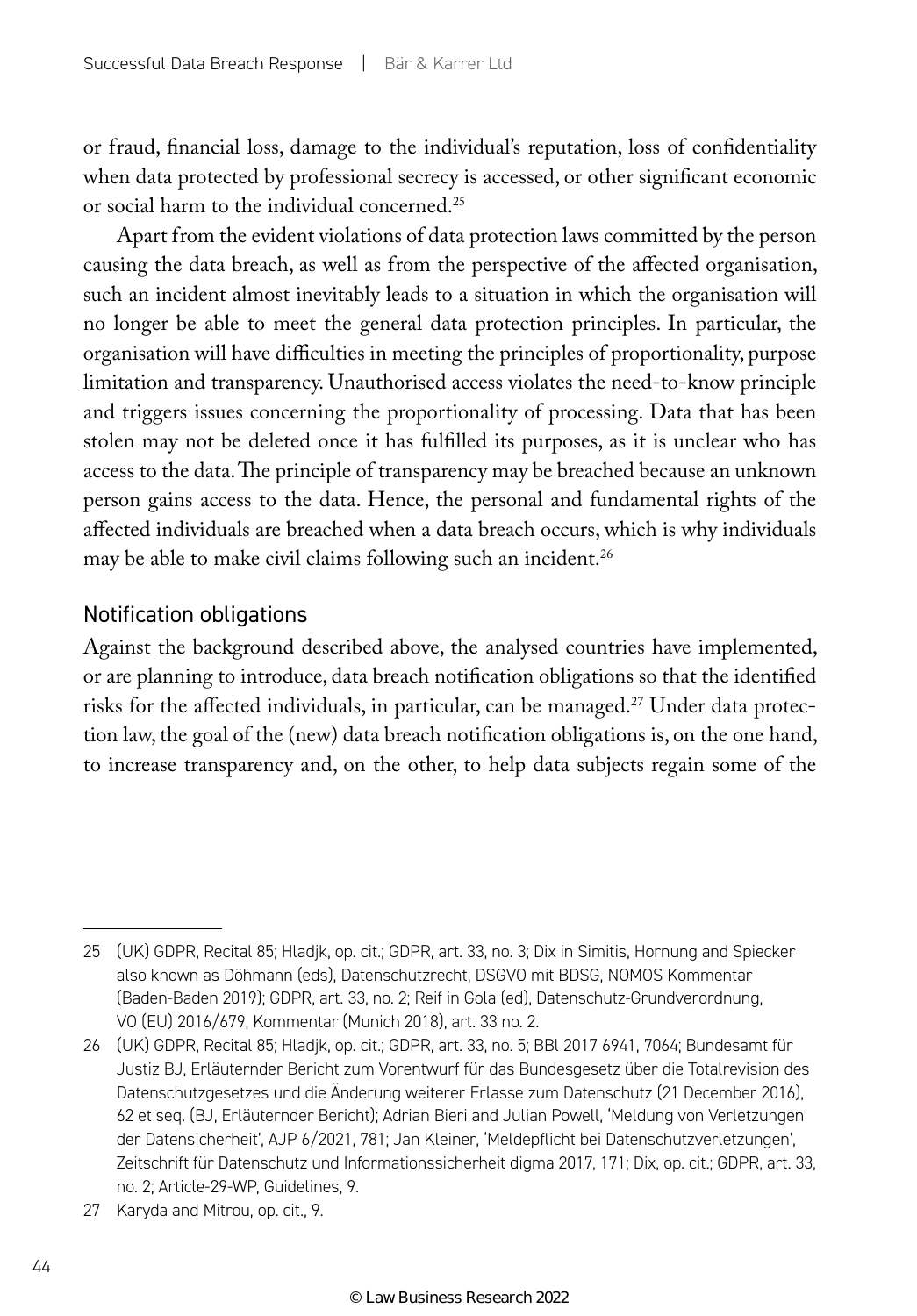or fraud, financial loss, damage to the individual's reputation, loss of confidentiality when data protected by professional secrecy is accessed, or other significant economic or social harm to the individual concerned.[25]

Apart from the evident violations of data protection laws committed by the person causing the data breach, as well as from the perspective of the affected organisation, such an incident almost inevitably leads to a situation in which the organisation will no longer be able to meet the general data protection principles. In particular, the organisation will have difficulties in meeting the principles of proportionality, purpose limitation and transparency. Unauthorised access violates the need-to-know principle and triggers issues concerning the proportionality of processing. Data that has been stolen may not be deleted once it has fulfilled its purposes, as it is unclear who has access to the data. The principle of transparency may be breached because an unknown person gains access to the data. Hence, the personal and fundamental rights of the affected individuals are breached when a data breach occurs, which is why individuals may be able to make civil claims following such an incident.[26]

## Notification obligations

Against the background described above, the analysed countries have implemented, or are planning to introduce, data breach notification obligations so that the identified risks for the affected individuals, in particular, can be managed.[27] Under data protection law, the goal of the (new) data breach notification obligations is, on the one hand, to increase transparency and, on the other, to help data subjects regain some of the

---

25 (UK) GDPR, Recital 85; Hladjk, op. cit.; GDPR, art. 33, no. 3; Dix in Simitis, Hornung and Spiecker also known as Döhmann (eds), Datenschutzrecht, DSGVO mit BDSG, NOMOS Kommentar (Baden-Baden 2019); GDPR, art. 33, no. 2; Reif in Gola (ed), Datenschutz-Grundverordnung, VO (EU) 2016/679, Kommentar (Munich 2018), art. 33 no. 2.

26 (UK) GDPR, Recital 85; Hladjk, op. cit.; GDPR, art. 33, no. 5; BBl 2017 6941, 7064; Bundesamt für Justiz BJ, Erläuternder Bericht zum Vorentwurf für das Bundesgesetz über die Totalrevision des Datenschutzgesetzes und die Änderung weiterer Erlasse zum Datenschutz (21 December 2016), 62 et seq. (BJ, Erläuternder Bericht); Adrian Bieri and Julian Powell, 'Meldung von Verletzungen der Datensicherheit', AJP 6/2021, 781; Jan Kleiner, 'Meldepflicht bei Datenschutzverletzungen', Zeitschrift für Datenschutz und Informationssicherheit digma 2017, 171; Dix, op. cit.; GDPR, art. 33, no. 2; Article-29-WP, Guidelines, 9.

27 Karyda and Mitrou, op. cit., 9.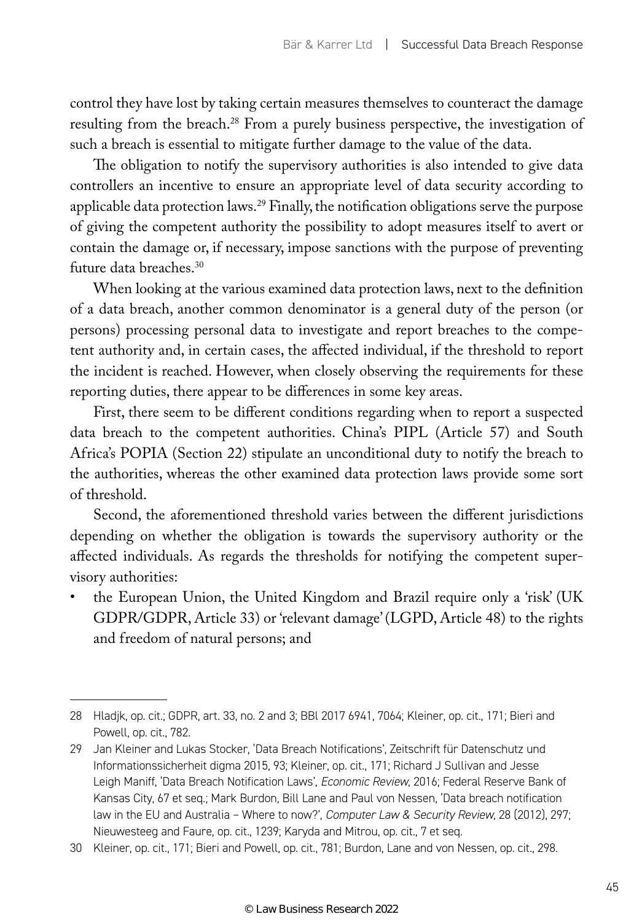control they have lost by taking certain measures themselves to counteract the damage resulting from the breach.[28] From a purely business perspective, the investigation of such a breach is essential to mitigate further damage to the value of the data.

The obligation to notify the supervisory authorities is also intended to give data controllers an incentive to ensure an appropriate level of data security according to applicable data protection laws.[29] Finally, the notification obligations serve the purpose of giving the competent authority the possibility to adopt measures itself to avert or contain the damage or, if necessary, impose sanctions with the purpose of preventing future data breaches.[30]

When looking at the various examined data protection laws, next to the definition of a data breach, another common denominator is a general duty of the person (or persons) processing personal data to investigate and report breaches to the competent authority and, in certain cases, the affected individual, if the threshold to report the incident is reached. However, when closely observing the requirements for these reporting duties, there appear to be differences in some key areas.

First, there seem to be different conditions regarding when to report a suspected data breach to the competent authorities. China's PIPL (Article 57) and South Africa's POPIA (Section 22) stipulate an unconditional duty to notify the breach to the authorities, whereas the other examined data protection laws provide some sort of threshold.

Second, the aforementioned threshold varies between the different jurisdictions depending on whether the obligation is towards the supervisory authority or the affected individuals. As regards the thresholds for notifying the competent supervisory authorities:

- the European Union, the United Kingdom and Brazil require only a 'risk' (UK GDPR/GDPR, Article 33) or 'relevant damage' (LGPD, Article 48) to the rights and freedom of natural persons; and

---

28 Hladjk, op. cit.; GDPR, art. 33, no. 2 and 3; BBl 2017 6941, 7064; Kleiner, op. cit., 171; Bieri and Powell, op. cit., 782.

29 Jan Kleiner and Lukas Stocker, 'Data Breach Notifications', Zeitschrift für Datenschutz und Informationssicherheit digma 2015, 93; Kleiner, op. cit., 171; Richard J Sullivan and Jesse Leigh Maniff, 'Data Breach Notification Laws', *Economic Review*, 2016; Federal Reserve Bank of Kansas City, 67 et seq.; Mark Burdon, Bill Lane and Paul von Nessen, 'Data breach notification law in the EU and Australia – Where to now?', *Computer Law & Security Review*, 28 (2012), 297; Nieuwesteeg and Faure, op. cit., 1239; Karyda and Mitrou, op. cit., 7 et seq.

30 Kleiner, op. cit., 171; Bieri and Powell, op. cit., 781; Burdon, Lane and von Nessen, op. cit., 298.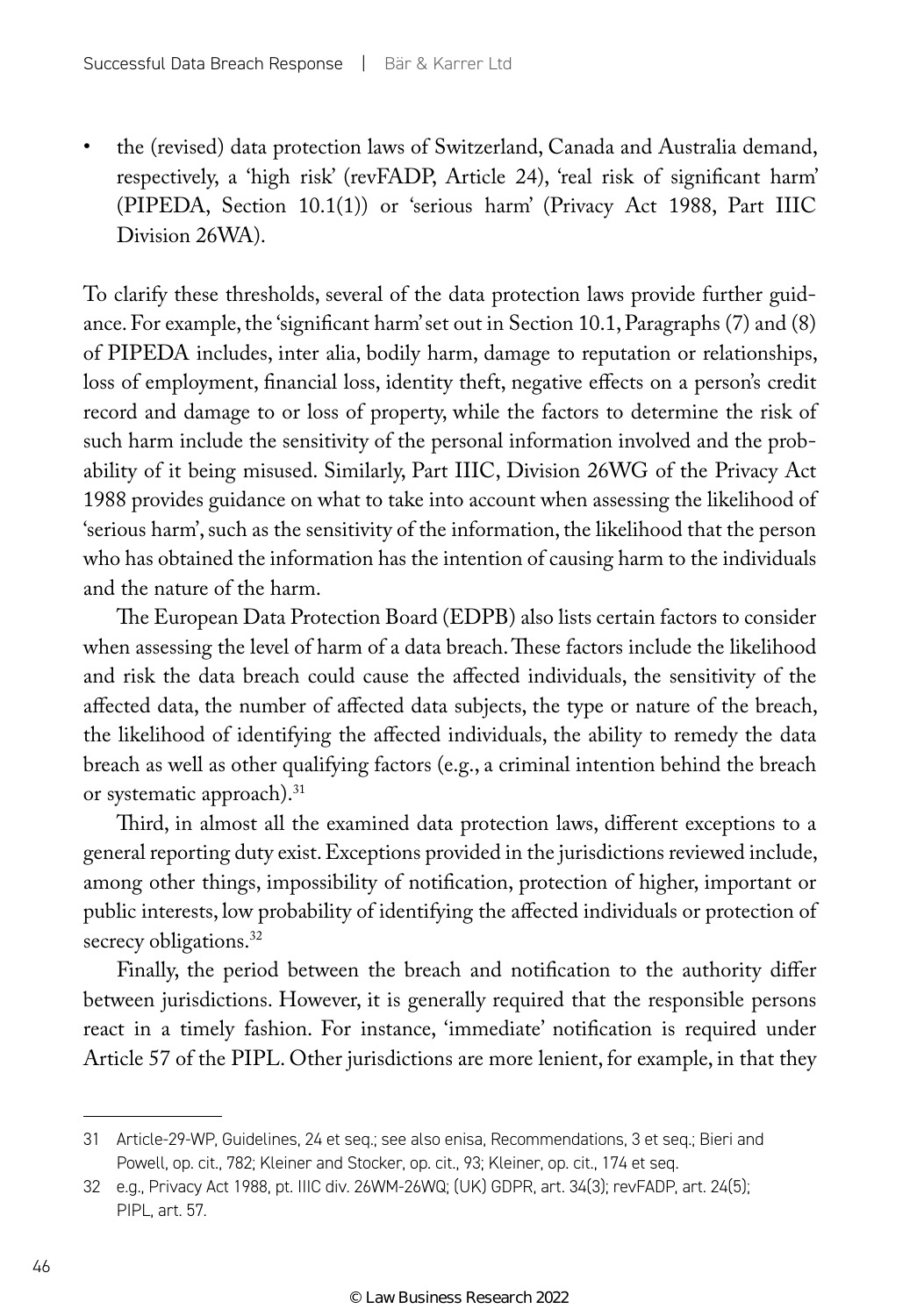- the (revised) data protection laws of Switzerland, Canada and Australia demand, respectively, a 'high risk' (revFADP, Article 24), 'real risk of significant harm' (PIPEDA, Section 10.1(1)) or 'serious harm' (Privacy Act 1988, Part IIIC Division 26WA).

To clarify these thresholds, several of the data protection laws provide further guidance. For example, the 'significant harm' set out in Section 10.1, Paragraphs (7) and (8) of PIPEDA includes, inter alia, bodily harm, damage to reputation or relationships, loss of employment, financial loss, identity theft, negative effects on a person's credit record and damage to or loss of property, while the factors to determine the risk of such harm include the sensitivity of the personal information involved and the probability of it being misused. Similarly, Part IIIC, Division 26WG of the Privacy Act 1988 provides guidance on what to take into account when assessing the likelihood of 'serious harm', such as the sensitivity of the information, the likelihood that the person who has obtained the information has the intention of causing harm to the individuals and the nature of the harm.

The European Data Protection Board (EDPB) also lists certain factors to consider when assessing the level of harm of a data breach. These factors include the likelihood and risk the data breach could cause the affected individuals, the sensitivity of the affected data, the number of affected data subjects, the type or nature of the breach, the likelihood of identifying the affected individuals, the ability to remedy the data breach as well as other qualifying factors (e.g., a criminal intention behind the breach or systematic approach).[31]

Third, in almost all the examined data protection laws, different exceptions to a general reporting duty exist. Exceptions provided in the jurisdictions reviewed include, among other things, impossibility of notification, protection of higher, important or public interests, low probability of identifying the affected individuals or protection of secrecy obligations.[32]

Finally, the period between the breach and notification to the authority differ between jurisdictions. However, it is generally required that the responsible persons react in a timely fashion. For instance, 'immediate' notification is required under Article 57 of the PIPL. Other jurisdictions are more lenient, for example, in that they

---

31 Article-29-WP, Guidelines, 24 et seq.; see also enisa, Recommendations, 3 et seq.; Bieri and Powell, op. cit., 782; Kleiner and Stocker, op. cit., 93; Kleiner, op. cit., 174 et seq.

32 e.g., Privacy Act 1988, pt. IIIC div. 26WM-26WQ; (UK) GDPR, art. 34(3); revFADP, art. 24(5); PIPL, art. 57.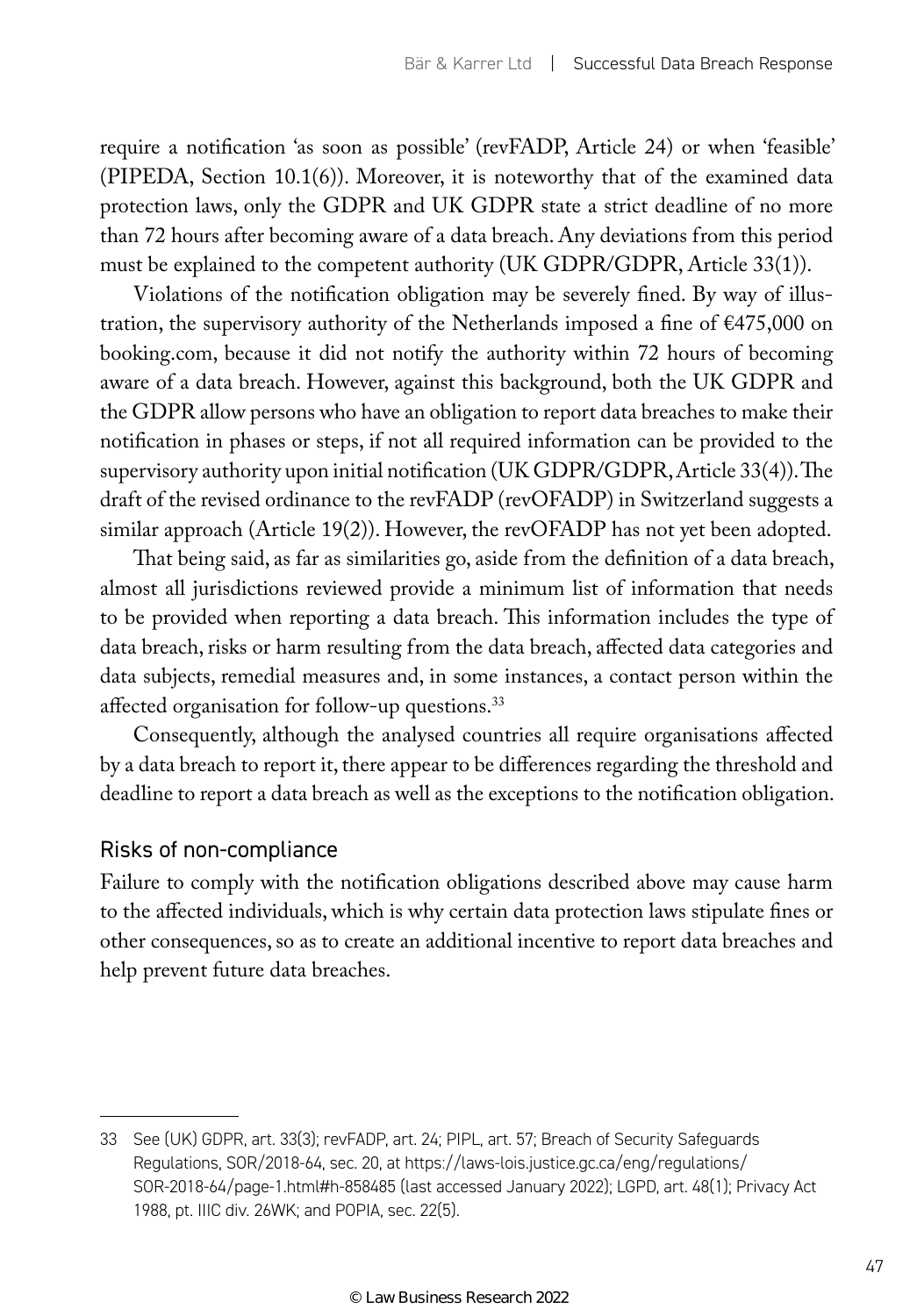require a notification 'as soon as possible' (revFADP, Article 24) or when 'feasible' (PIPEDA, Section 10.1(6)). Moreover, it is noteworthy that of the examined data protection laws, only the GDPR and UK GDPR state a strict deadline of no more than 72 hours after becoming aware of a data breach. Any deviations from this period must be explained to the competent authority (UK GDPR/GDPR, Article 33(1)).

Violations of the notification obligation may be severely fined. By way of illustration, the supervisory authority of the Netherlands imposed a fine of €475,000 on booking.com, because it did not notify the authority within 72 hours of becoming aware of a data breach. However, against this background, both the UK GDPR and the GDPR allow persons who have an obligation to report data breaches to make their notification in phases or steps, if not all required information can be provided to the supervisory authority upon initial notification (UK GDPR/GDPR, Article 33(4)). The draft of the revised ordinance to the revFADP (revOFADP) in Switzerland suggests a similar approach (Article 19(2)). However, the revOFADP has not yet been adopted.

That being said, as far as similarities go, aside from the definition of a data breach, almost all jurisdictions reviewed provide a minimum list of information that needs to be provided when reporting a data breach. This information includes the type of data breach, risks or harm resulting from the data breach, affected data categories and data subjects, remedial measures and, in some instances, a contact person within the affected organisation for follow-up questions.[33]

Consequently, although the analysed countries all require organisations affected by a data breach to report it, there appear to be differences regarding the threshold and deadline to report a data breach as well as the exceptions to the notification obligation.

## Risks of non-compliance

Failure to comply with the notification obligations described above may cause harm to the affected individuals, which is why certain data protection laws stipulate fines or other consequences, so as to create an additional incentive to report data breaches and help prevent future data breaches.

---

33 See (UK) GDPR, art. 33(3); revFADP, art. 24; PIPL, art. 57; Breach of Security Safeguards Regulations, SOR/2018-64, sec. 20, at https://laws-lois.justice.gc.ca/eng/regulations/SOR-2018-64/page-1.html#h-858485 (last accessed January 2022); LGPD, art. 48(1); Privacy Act 1988, pt. IIIC div. 26WK; and POPIA, sec. 22(5).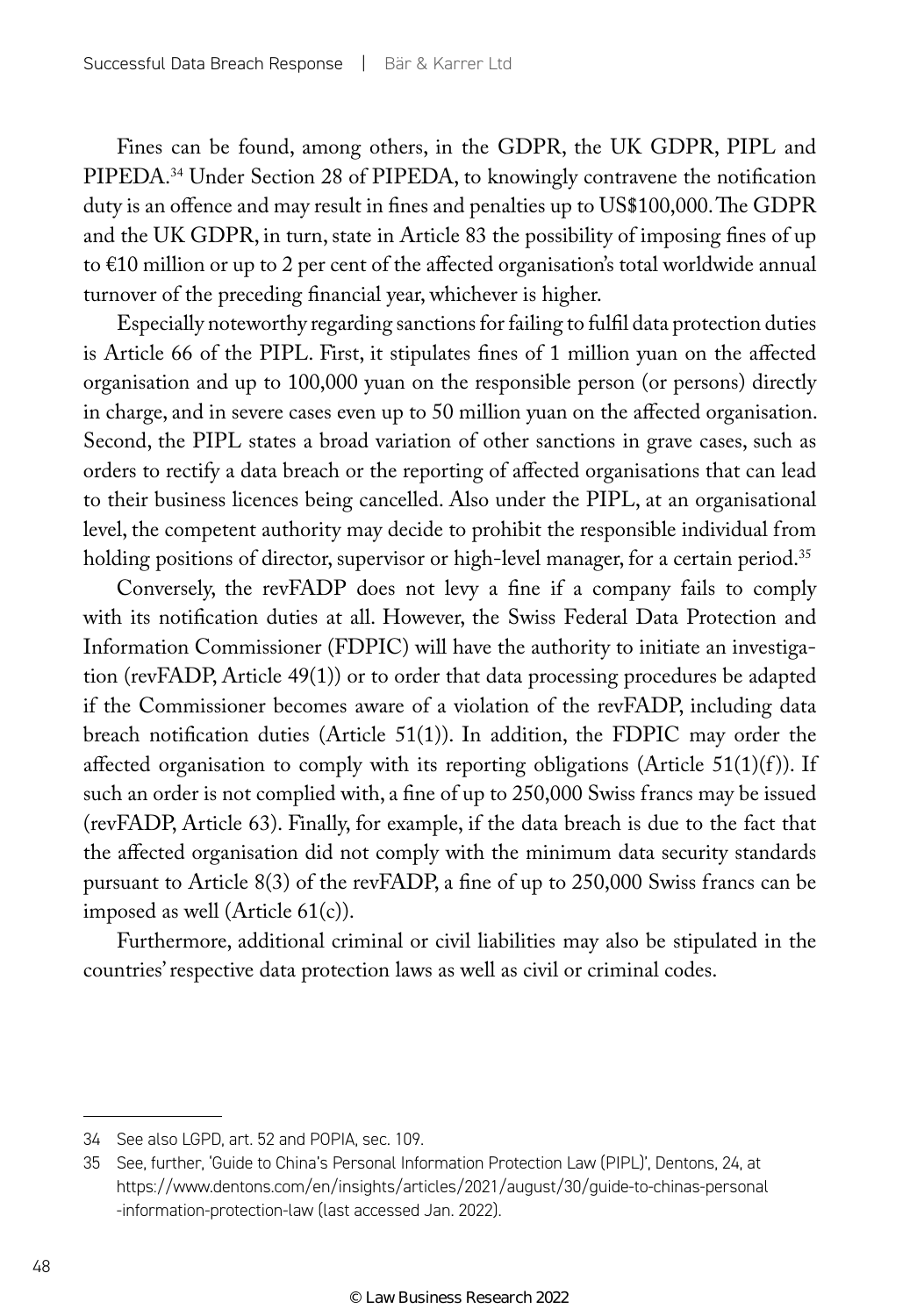Fines can be found, among others, in the GDPR, the UK GDPR, PIPL and PIPEDA.[34] Under Section 28 of PIPEDA, to knowingly contravene the notification duty is an offence and may result in fines and penalties up to US$100,000. The GDPR and the UK GDPR, in turn, state in Article 83 the possibility of imposing fines of up to €10 million or up to 2 per cent of the affected organisation's total worldwide annual turnover of the preceding financial year, whichever is higher.

Especially noteworthy regarding sanctions for failing to fulfil data protection duties is Article 66 of the PIPL. First, it stipulates fines of 1 million yuan on the affected organisation and up to 100,000 yuan on the responsible person (or persons) directly in charge, and in severe cases even up to 50 million yuan on the affected organisation. Second, the PIPL states a broad variation of other sanctions in grave cases, such as orders to rectify a data breach or the reporting of affected organisations that can lead to their business licences being cancelled. Also under the PIPL, at an organisational level, the competent authority may decide to prohibit the responsible individual from holding positions of director, supervisor or high-level manager, for a certain period.[35]

Conversely, the revFADP does not levy a fine if a company fails to comply with its notification duties at all. However, the Swiss Federal Data Protection and Information Commissioner (FDPIC) will have the authority to initiate an investigation (revFADP, Article 49(1)) or to order that data processing procedures be adapted if the Commissioner becomes aware of a violation of the revFADP, including data breach notification duties (Article 51(1)). In addition, the FDPIC may order the affected organisation to comply with its reporting obligations (Article 51(1)(f)). If such an order is not complied with, a fine of up to 250,000 Swiss francs may be issued (revFADP, Article 63). Finally, for example, if the data breach is due to the fact that the affected organisation did not comply with the minimum data security standards pursuant to Article 8(3) of the revFADP, a fine of up to 250,000 Swiss francs can be imposed as well (Article 61(c)).

Furthermore, additional criminal or civil liabilities may also be stipulated in the countries' respective data protection laws as well as civil or criminal codes.

---

34 See also LGPD, art. 52 and POPIA, sec. 109.

35 See, further, 'Guide to China's Personal Information Protection Law (PIPL)', Dentons, 24, at https://www.dentons.com/en/insights/articles/2021/august/30/guide-to-chinas-personal-information-protection-law (last accessed Jan. 2022).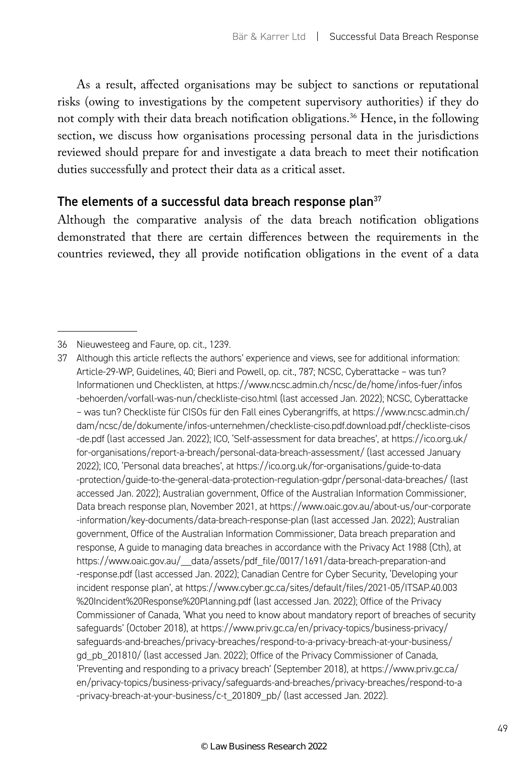As a result, affected organisations may be subject to sanctions or reputational risks (owing to investigations by the competent supervisory authorities) if they do not comply with their data breach notification obligations.[36] Hence, in the following section, we discuss how organisations processing personal data in the jurisdictions reviewed should prepare for and investigate a data breach to meet their notification duties successfully and protect their data as a critical asset.

## The elements of a successful data breach response plan[37]

Although the comparative analysis of the data breach notification obligations demonstrated that there are certain differences between the requirements in the countries reviewed, they all provide notification obligations in the event of a data

---

36 Nieuwesteeg and Faure, op. cit., 1239.

37 Although this article reflects the authors' experience and views, see for additional information: Article-29-WP, Guidelines, 40; Bieri and Powell, op. cit., 787; NCSC, Cyberattacke – was tun? Informationen und Checklisten, at https://www.ncsc.admin.ch/ncsc/de/home/infos-fuer/infos-behoerden/vorfall-was-nun/checkliste-ciso.html (last accessed Jan. 2022); NCSC, Cyberattacke – was tun? Checkliste für CISOs für den Fall eines Cyberangriffs, at https://www.ncsc.admin.ch/dam/ncsc/de/dokumente/infos-unternehmen/checkliste-ciso.pdf.download.pdf/checkliste-cisos-de.pdf (last accessed Jan. 2022); ICO, 'Self-assessment for data breaches', at https://ico.org.uk/for-organisations/report-a-breach/personal-data-breach-assessment/ (last accessed January 2022); ICO, 'Personal data breaches', at https://ico.org.uk/for-organisations/guide-to-data-protection/guide-to-the-general-data-protection-regulation-gdpr/personal-data-breaches/ (last accessed Jan. 2022); Australian government, Office of the Australian Information Commissioner, Data breach response plan, November 2021, at https://www.oaic.gov.au/about-us/our-corporate-information/key-documents/data-breach-response-plan (last accessed Jan. 2022); Australian government, Office of the Australian Information Commissioner, Data breach preparation and response, A guide to managing data breaches in accordance with the Privacy Act 1988 (Cth), at https://www.oaic.gov.au/__data/assets/pdf_file/0017/1691/data-breach-preparation-and-response.pdf (last accessed Jan. 2022); Canadian Centre for Cyber Security, 'Developing your incident response plan', at https://www.cyber.gc.ca/sites/default/files/2021-05/ITSAP.40.003%20Incident%20Response%20Planning.pdf (last accessed Jan. 2022); Office of the Privacy Commissioner of Canada, 'What you need to know about mandatory report of breaches of security safeguards' (October 2018), at https://www.priv.gc.ca/en/privacy-topics/business-privacy/safeguards-and-breaches/privacy-breaches/respond-to-a-privacy-breach-at-your-business/gd_pb_201810/ (last accessed Jan. 2022); Office of the Privacy Commissioner of Canada, 'Preventing and responding to a privacy breach' (September 2018), at https://www.priv.gc.ca/en/privacy-topics/business-privacy/safeguards-and-breaches/privacy-breaches/respond-to-a-privacy-breach-at-your-business/c-t_201809_pb/ (last accessed Jan. 2022).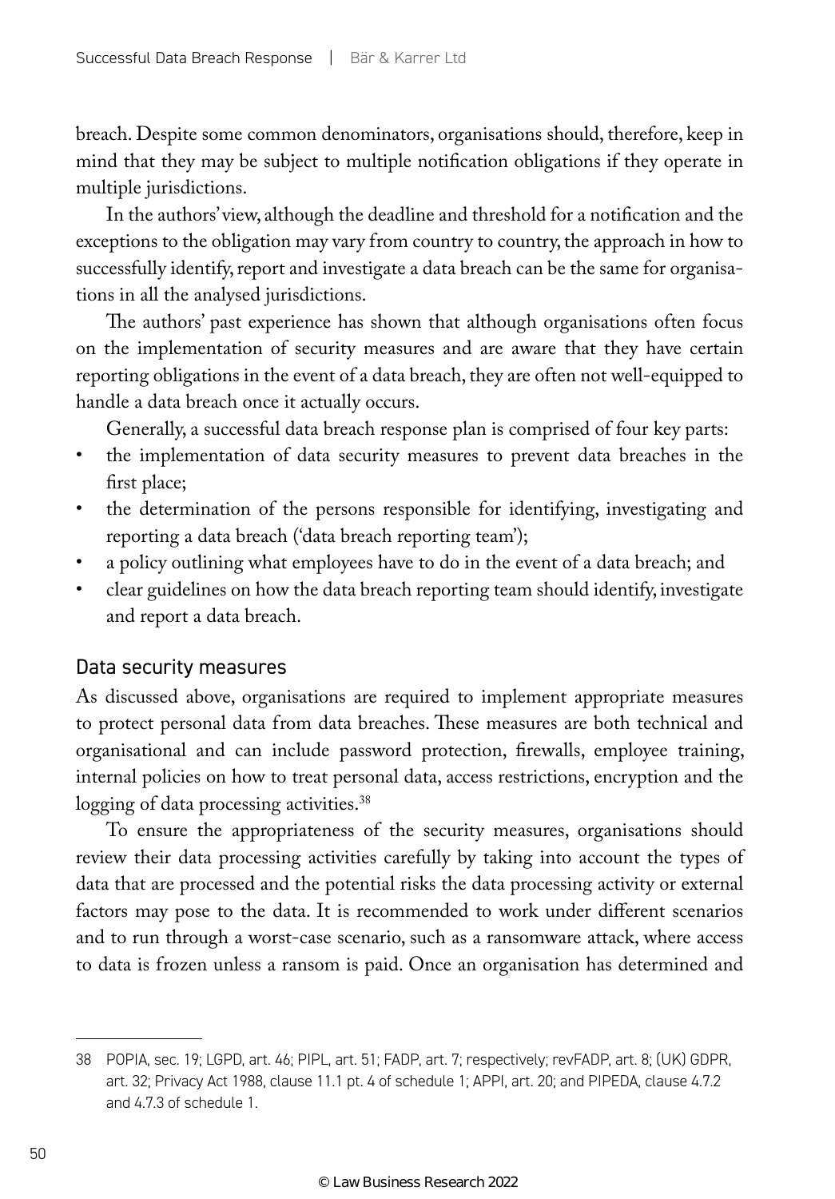breach. Despite some common denominators, organisations should, therefore, keep in mind that they may be subject to multiple notification obligations if they operate in multiple jurisdictions.

In the authors' view, although the deadline and threshold for a notification and the exceptions to the obligation may vary from country to country, the approach in how to successfully identify, report and investigate a data breach can be the same for organisations in all the analysed jurisdictions.

The authors' past experience has shown that although organisations often focus on the implementation of security measures and are aware that they have certain reporting obligations in the event of a data breach, they are often not well-equipped to handle a data breach once it actually occurs.

Generally, a successful data breach response plan is comprised of four key parts:

- the implementation of data security measures to prevent data breaches in the first place;
- the determination of the persons responsible for identifying, investigating and reporting a data breach ('data breach reporting team');
- a policy outlining what employees have to do in the event of a data breach; and
- clear guidelines on how the data breach reporting team should identify, investigate and report a data breach.

## Data security measures

As discussed above, organisations are required to implement appropriate measures to protect personal data from data breaches. These measures are both technical and organisational and can include password protection, firewalls, employee training, internal policies on how to treat personal data, access restrictions, encryption and the logging of data processing activities.[38]

To ensure the appropriateness of the security measures, organisations should review their data processing activities carefully by taking into account the types of data that are processed and the potential risks the data processing activity or external factors may pose to the data. It is recommended to work under different scenarios and to run through a worst-case scenario, such as a ransomware attack, where access to data is frozen unless a ransom is paid. Once an organisation has determined and

---

38 POPIA, sec. 19; LGPD, art. 46; PIPL, art. 51; FADP, art. 7; respectively; revFADP, art. 8; (UK) GDPR, art. 32; Privacy Act 1988, clause 11.1 pt. 4 of schedule 1; APPI, art. 20; and PIPEDA, clause 4.7.2 and 4.7.3 of schedule 1.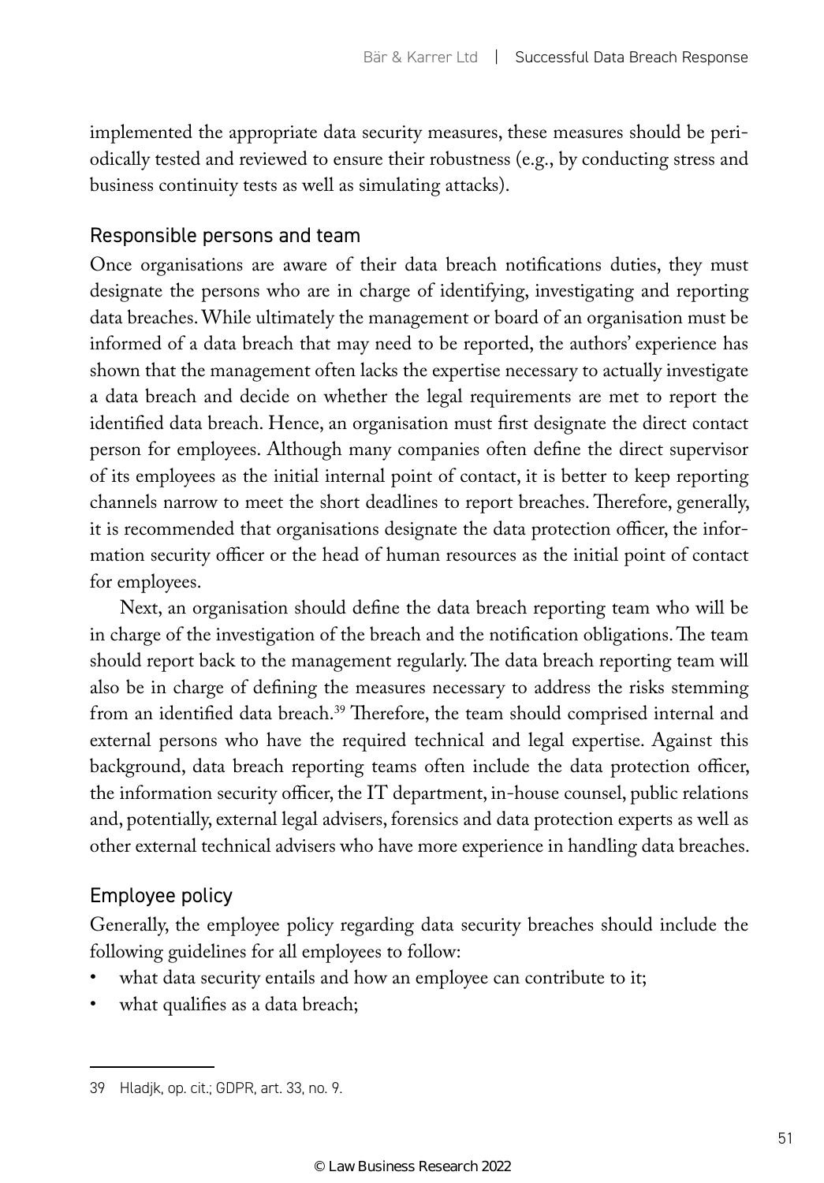implemented the appropriate data security measures, these measures should be periodically tested and reviewed to ensure their robustness (e.g., by conducting stress and business continuity tests as well as simulating attacks).

### Responsible persons and team

Once organisations are aware of their data breach notifications duties, they must designate the persons who are in charge of identifying, investigating and reporting data breaches. While ultimately the management or board of an organisation must be informed of a data breach that may need to be reported, the authors' experience has shown that the management often lacks the expertise necessary to actually investigate a data breach and decide on whether the legal requirements are met to report the identified data breach. Hence, an organisation must first designate the direct contact person for employees. Although many companies often define the direct supervisor of its employees as the initial internal point of contact, it is better to keep reporting channels narrow to meet the short deadlines to report breaches. Therefore, generally, it is recommended that organisations designate the data protection officer, the information security officer or the head of human resources as the initial point of contact for employees.

Next, an organisation should define the data breach reporting team who will be in charge of the investigation of the breach and the notification obligations. The team should report back to the management regularly. The data breach reporting team will also be in charge of defining the measures necessary to address the risks stemming from an identified data breach.[39] Therefore, the team should comprised internal and external persons who have the required technical and legal expertise. Against this background, data breach reporting teams often include the data protection officer, the information security officer, the IT department, in-house counsel, public relations and, potentially, external legal advisers, forensics and data protection experts as well as other external technical advisers who have more experience in handling data breaches.

### Employee policy

Generally, the employee policy regarding data security breaches should include the following guidelines for all employees to follow:

- what data security entails and how an employee can contribute to it;
- what qualifies as a data breach;

---

39 Hladjk, op. cit.; GDPR, art. 33, no. 9.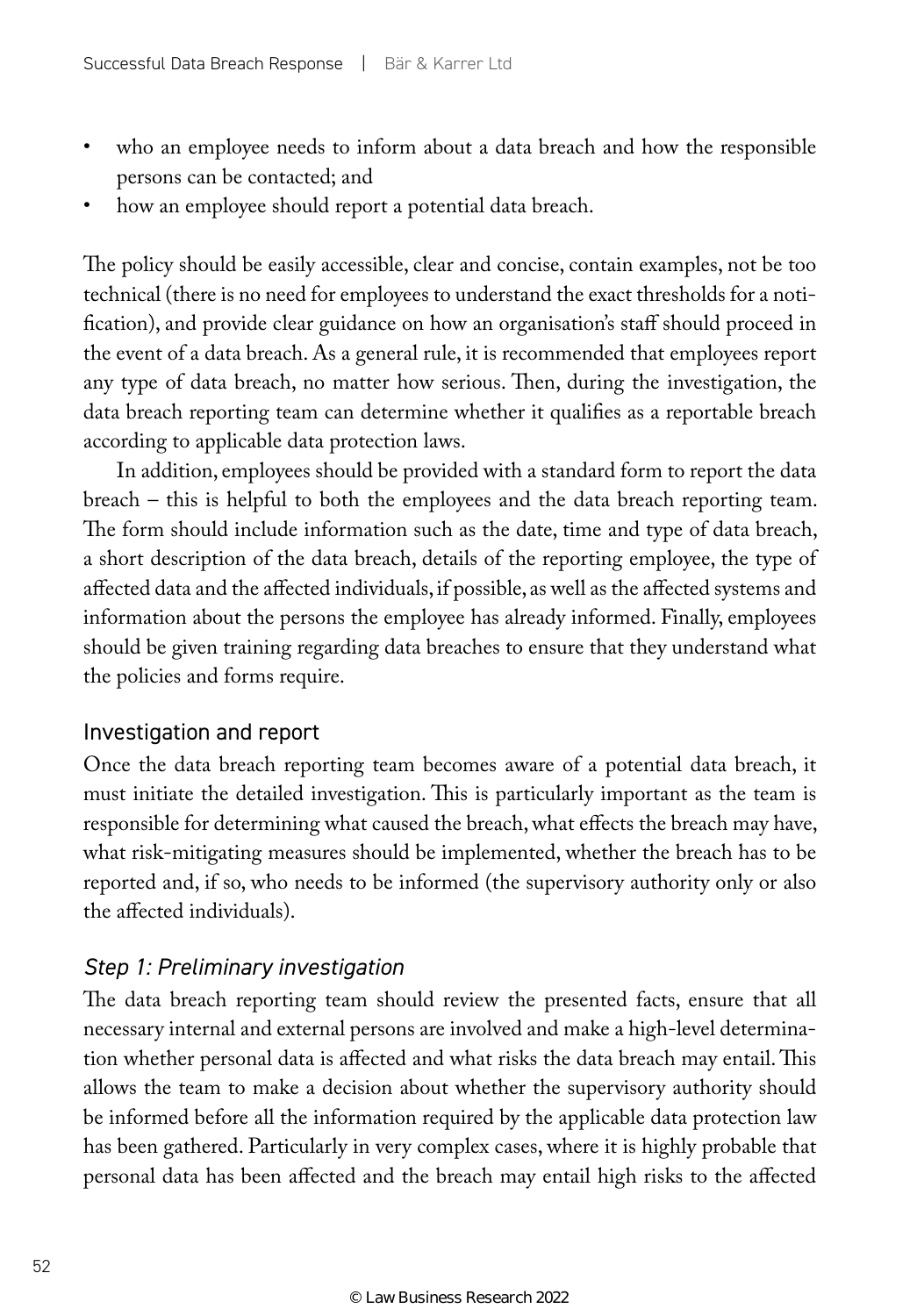- who an employee needs to inform about a data breach and how the responsible persons can be contacted; and
- how an employee should report a potential data breach.

The policy should be easily accessible, clear and concise, contain examples, not be too technical (there is no need for employees to understand the exact thresholds for a notification), and provide clear guidance on how an organisation's staff should proceed in the event of a data breach. As a general rule, it is recommended that employees report any type of data breach, no matter how serious. Then, during the investigation, the data breach reporting team can determine whether it qualifies as a reportable breach according to applicable data protection laws.

In addition, employees should be provided with a standard form to report the data breach – this is helpful to both the employees and the data breach reporting team. The form should include information such as the date, time and type of data breach, a short description of the data breach, details of the reporting employee, the type of affected data and the affected individuals, if possible, as well as the affected systems and information about the persons the employee has already informed. Finally, employees should be given training regarding data breaches to ensure that they understand what the policies and forms require.

### Investigation and report

Once the data breach reporting team becomes aware of a potential data breach, it must initiate the detailed investigation. This is particularly important as the team is responsible for determining what caused the breach, what effects the breach may have, what risk-mitigating measures should be implemented, whether the breach has to be reported and, if so, who needs to be informed (the supervisory authority only or also the affected individuals).

#### *Step 1: Preliminary investigation*

The data breach reporting team should review the presented facts, ensure that all necessary internal and external persons are involved and make a high-level determination whether personal data is affected and what risks the data breach may entail. This allows the team to make a decision about whether the supervisory authority should be informed before all the information required by the applicable data protection law has been gathered. Particularly in very complex cases, where it is highly probable that personal data has been affected and the breach may entail high risks to the affected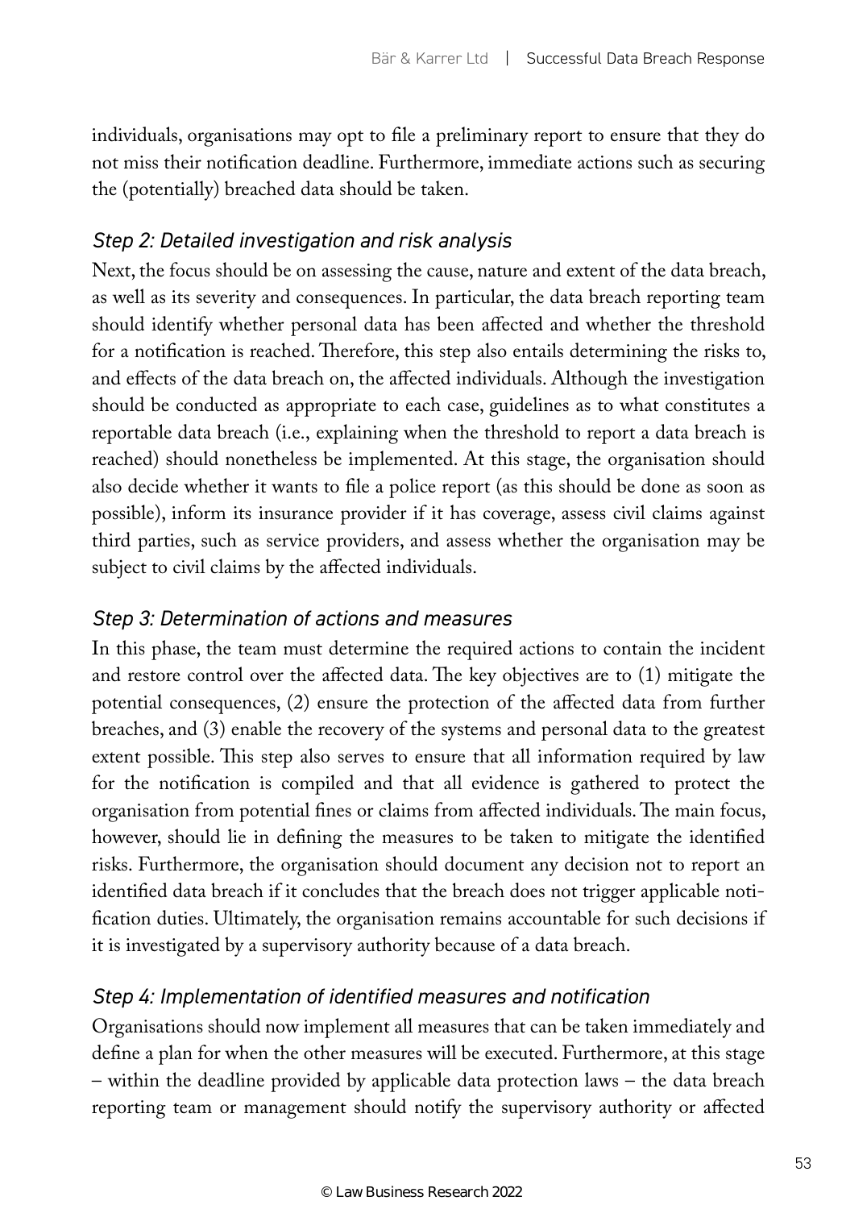individuals, organisations may opt to file a preliminary report to ensure that they do not miss their notification deadline. Furthermore, immediate actions such as securing the (potentially) breached data should be taken.

### *Step 2: Detailed investigation and risk analysis*

Next, the focus should be on assessing the cause, nature and extent of the data breach, as well as its severity and consequences. In particular, the data breach reporting team should identify whether personal data has been affected and whether the threshold for a notification is reached. Therefore, this step also entails determining the risks to, and effects of the data breach on, the affected individuals. Although the investigation should be conducted as appropriate to each case, guidelines as to what constitutes a reportable data breach (i.e., explaining when the threshold to report a data breach is reached) should nonetheless be implemented. At this stage, the organisation should also decide whether it wants to file a police report (as this should be done as soon as possible), inform its insurance provider if it has coverage, assess civil claims against third parties, such as service providers, and assess whether the organisation may be subject to civil claims by the affected individuals.

### *Step 3: Determination of actions and measures*

In this phase, the team must determine the required actions to contain the incident and restore control over the affected data. The key objectives are to (1) mitigate the potential consequences, (2) ensure the protection of the affected data from further breaches, and (3) enable the recovery of the systems and personal data to the greatest extent possible. This step also serves to ensure that all information required by law for the notification is compiled and that all evidence is gathered to protect the organisation from potential fines or claims from affected individuals. The main focus, however, should lie in defining the measures to be taken to mitigate the identified risks. Furthermore, the organisation should document any decision not to report an identified data breach if it concludes that the breach does not trigger applicable notification duties. Ultimately, the organisation remains accountable for such decisions if it is investigated by a supervisory authority because of a data breach.

### *Step 4: Implementation of identified measures and notification*

Organisations should now implement all measures that can be taken immediately and define a plan for when the other measures will be executed. Furthermore, at this stage – within the deadline provided by applicable data protection laws – the data breach reporting team or management should notify the supervisory authority or affected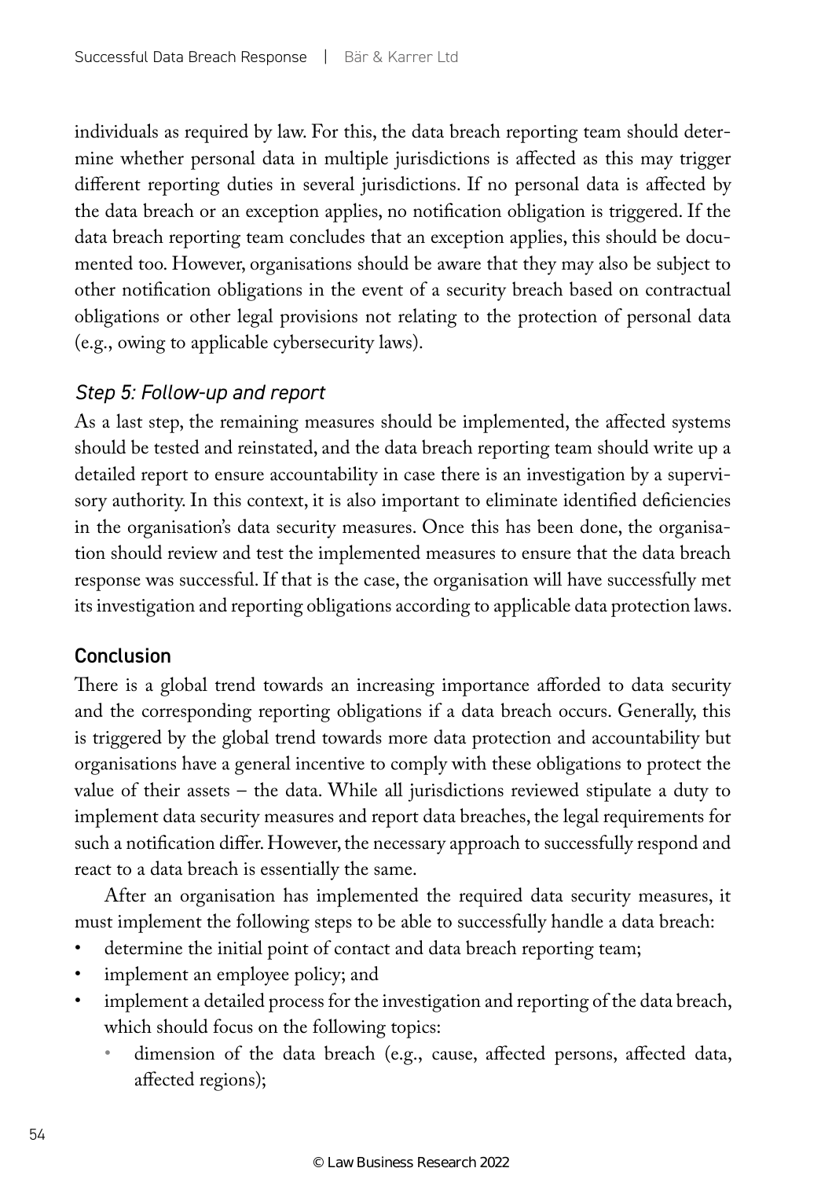individuals as required by law. For this, the data breach reporting team should determine whether personal data in multiple jurisdictions is affected as this may trigger different reporting duties in several jurisdictions. If no personal data is affected by the data breach or an exception applies, no notification obligation is triggered. If the data breach reporting team concludes that an exception applies, this should be documented too. However, organisations should be aware that they may also be subject to other notification obligations in the event of a security breach based on contractual obligations or other legal provisions not relating to the protection of personal data (e.g., owing to applicable cybersecurity laws).

### *Step 5: Follow-up and report*

As a last step, the remaining measures should be implemented, the affected systems should be tested and reinstated, and the data breach reporting team should write up a detailed report to ensure accountability in case there is an investigation by a supervisory authority. In this context, it is also important to eliminate identified deficiencies in the organisation's data security measures. Once this has been done, the organisation should review and test the implemented measures to ensure that the data breach response was successful. If that is the case, the organisation will have successfully met its investigation and reporting obligations according to applicable data protection laws.

## Conclusion

There is a global trend towards an increasing importance afforded to data security and the corresponding reporting obligations if a data breach occurs. Generally, this is triggered by the global trend towards more data protection and accountability but organisations have a general incentive to comply with these obligations to protect the value of their assets – the data. While all jurisdictions reviewed stipulate a duty to implement data security measures and report data breaches, the legal requirements for such a notification differ. However, the necessary approach to successfully respond and react to a data breach is essentially the same.

After an organisation has implemented the required data security measures, it must implement the following steps to be able to successfully handle a data breach:

- determine the initial point of contact and data breach reporting team;
- implement an employee policy; and
- implement a detailed process for the investigation and reporting of the data breach, which should focus on the following topics:
  - dimension of the data breach (e.g., cause, affected persons, affected data, affected regions);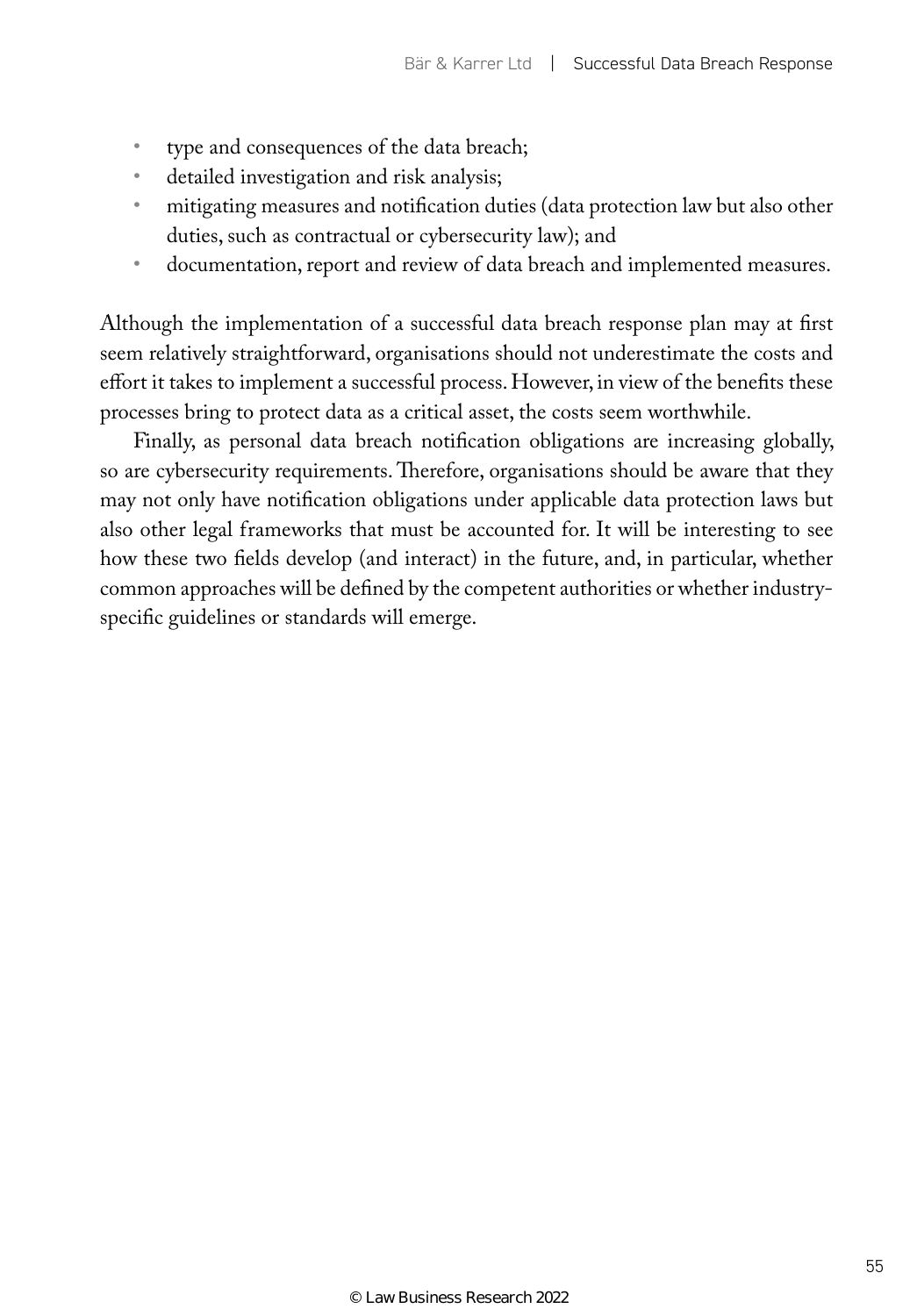- type and consequences of the data breach;
- detailed investigation and risk analysis;
- mitigating measures and notification duties (data protection law but also other duties, such as contractual or cybersecurity law); and
- documentation, report and review of data breach and implemented measures.

Although the implementation of a successful data breach response plan may at first seem relatively straightforward, organisations should not underestimate the costs and effort it takes to implement a successful process. However, in view of the benefits these processes bring to protect data as a critical asset, the costs seem worthwhile.

Finally, as personal data breach notification obligations are increasing globally, so are cybersecurity requirements. Therefore, organisations should be aware that they may not only have notification obligations under applicable data protection laws but also other legal frameworks that must be accounted for. It will be interesting to see how these two fields develop (and interact) in the future, and, in particular, whether common approaches will be defined by the competent authorities or whether industry-specific guidelines or standards will emerge.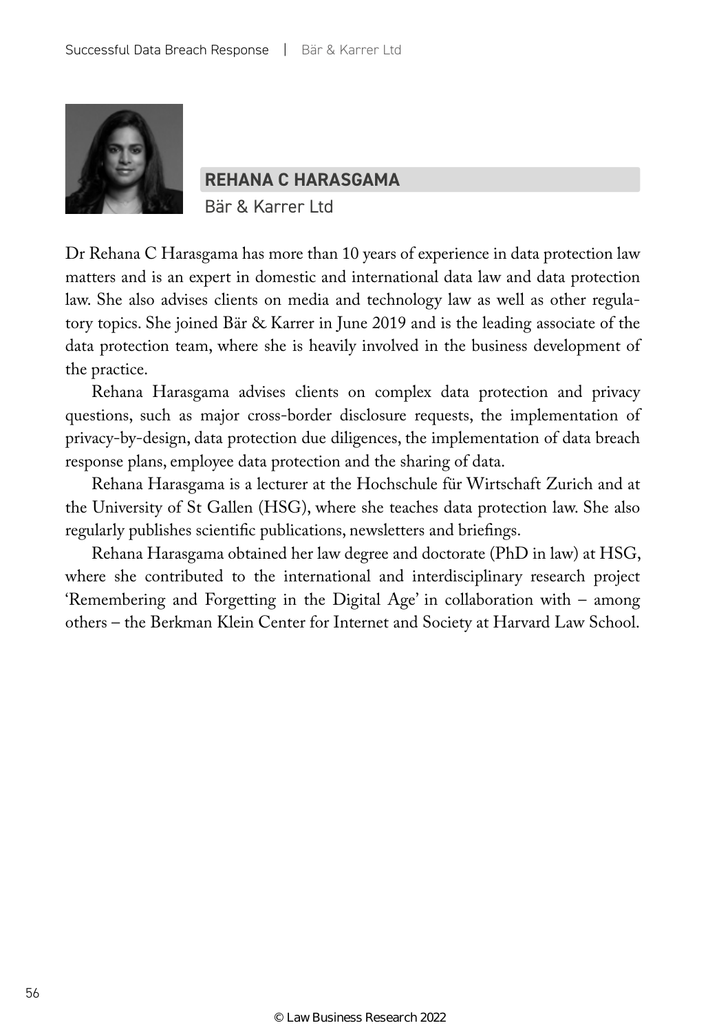## REHANA C HARASGAMA

Bär & Karrer Ltd

Dr Rehana C Harasgama has more than 10 years of experience in data protection law matters and is an expert in domestic and international data law and data protection law. She also advises clients on media and technology law as well as other regulatory topics. She joined Bär & Karrer in June 2019 and is the leading associate of the data protection team, where she is heavily involved in the business development of the practice.

Rehana Harasgama advises clients on complex data protection and privacy questions, such as major cross-border disclosure requests, the implementation of privacy-by-design, data protection due diligences, the implementation of data breach response plans, employee data protection and the sharing of data.

Rehana Harasgama is a lecturer at the Hochschule für Wirtschaft Zurich and at the University of St Gallen (HSG), where she teaches data protection law. She also regularly publishes scientific publications, newsletters and briefings.

Rehana Harasgama obtained her law degree and doctorate (PhD in law) at HSG, where she contributed to the international and interdisciplinary research project 'Remembering and Forgetting in the Digital Age' in collaboration with – among others – the Berkman Klein Center for Internet and Society at Harvard Law School.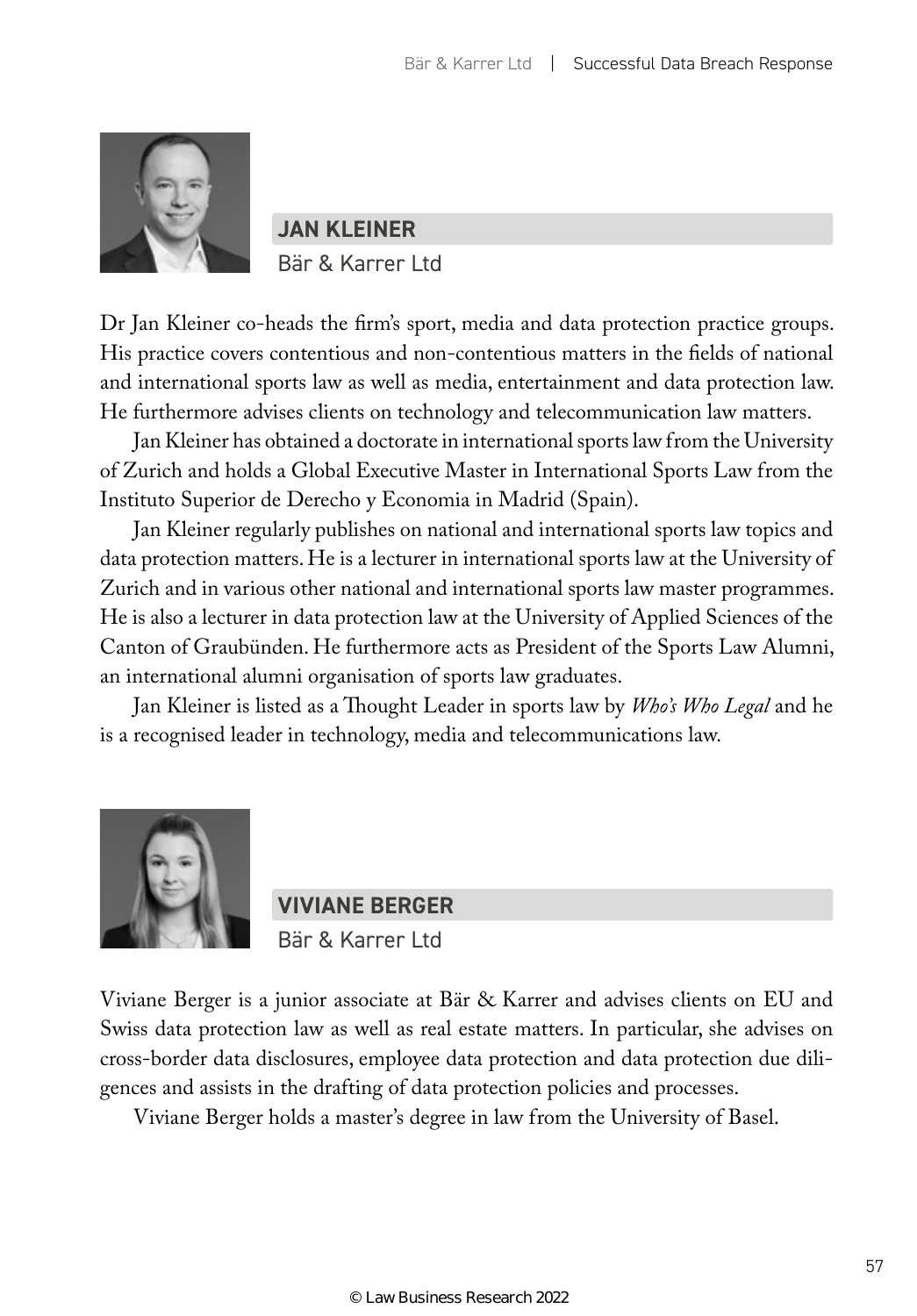## JAN KLEINER

Bär & Karrer Ltd

Dr Jan Kleiner co-heads the firm's sport, media and data protection practice groups. His practice covers contentious and non-contentious matters in the fields of national and international sports law as well as media, entertainment and data protection law. He furthermore advises clients on technology and telecommunication law matters.

Jan Kleiner has obtained a doctorate in international sports law from the University of Zurich and holds a Global Executive Master in International Sports Law from the Instituto Superior de Derecho y Economia in Madrid (Spain).

Jan Kleiner regularly publishes on national and international sports law topics and data protection matters. He is a lecturer in international sports law at the University of Zurich and in various other national and international sports law master programmes. He is also a lecturer in data protection law at the University of Applied Sciences of the Canton of Graubünden. He furthermore acts as President of the Sports Law Alumni, an international alumni organisation of sports law graduates.

Jan Kleiner is listed as a Thought Leader in sports law by *Who's Who Legal* and he is a recognised leader in technology, media and telecommunications law.

## VIVIANE BERGER

Bär & Karrer Ltd

Viviane Berger is a junior associate at Bär & Karrer and advises clients on EU and Swiss data protection law as well as real estate matters. In particular, she advises on cross-border data disclosures, employee data protection and data protection due diligences and assists in the drafting of data protection policies and processes.

Viviane Berger holds a master's degree in law from the University of Basel.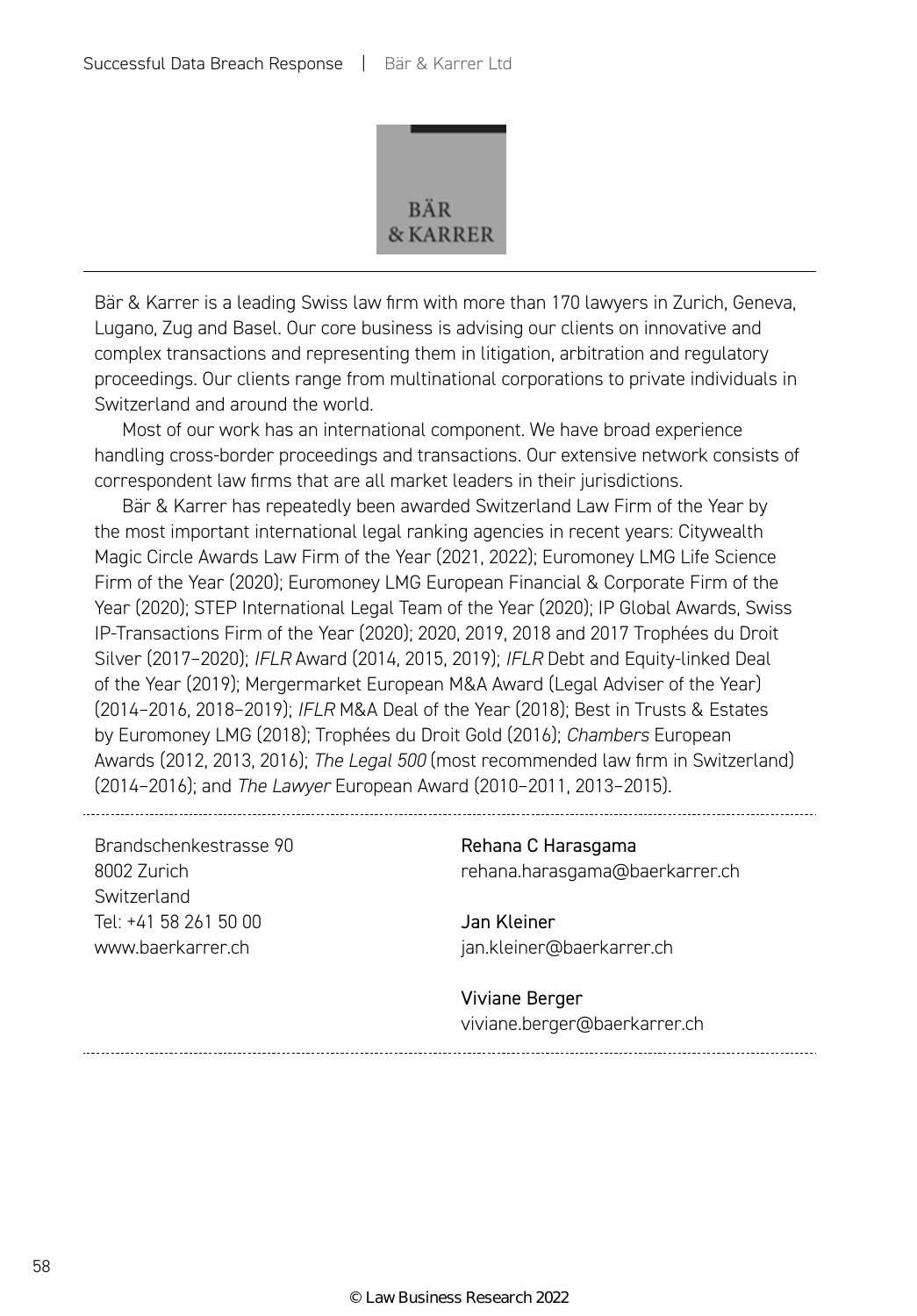BÄR
& KARRER

Bär & Karrer is a leading Swiss law firm with more than 170 lawyers in Zurich, Geneva, Lugano, Zug and Basel. Our core business is advising our clients on innovative and complex transactions and representing them in litigation, arbitration and regulatory proceedings. Our clients range from multinational corporations to private individuals in Switzerland and around the world.

Most of our work has an international component. We have broad experience handling cross-border proceedings and transactions. Our extensive network consists of correspondent law firms that are all market leaders in their jurisdictions.

Bär & Karrer has repeatedly been awarded Switzerland Law Firm of the Year by the most important international legal ranking agencies in recent years: Citywealth Magic Circle Awards Law Firm of the Year (2021, 2022); Euromoney LMG Life Science Firm of the Year (2020); Euromoney LMG European Financial & Corporate Firm of the Year (2020); STEP International Legal Team of the Year (2020); IP Global Awards, Swiss IP-Transactions Firm of the Year (2020); 2020, 2019, 2018 and 2017 Trophées du Droit Silver (2017–2020); *IFLR* Award (2014, 2015, 2019); *IFLR* Debt and Equity-linked Deal of the Year (2019); Mergermarket European M&A Award (Legal Adviser of the Year) (2014–2016, 2018–2019); *IFLR* M&A Deal of the Year (2018); Best in Trusts & Estates by Euromoney LMG (2018); Trophées du Droit Gold (2016); *Chambers* European Awards (2012, 2013, 2016); *The Legal 500* (most recommended law firm in Switzerland) (2014–2016); and *The Lawyer* European Award (2010–2011, 2013–2015).

Brandschenkestrasse 90
8002 Zurich
Switzerland
Tel: +41 58 261 50 00
www.baerkarrer.ch

**Rehana C Harasgama**
rehana.harasgama@baerkarrer.ch

**Jan Kleiner**
jan.kleiner@baerkarrer.ch

**Viviane Berger**
viviane.berger@baerkarrer.ch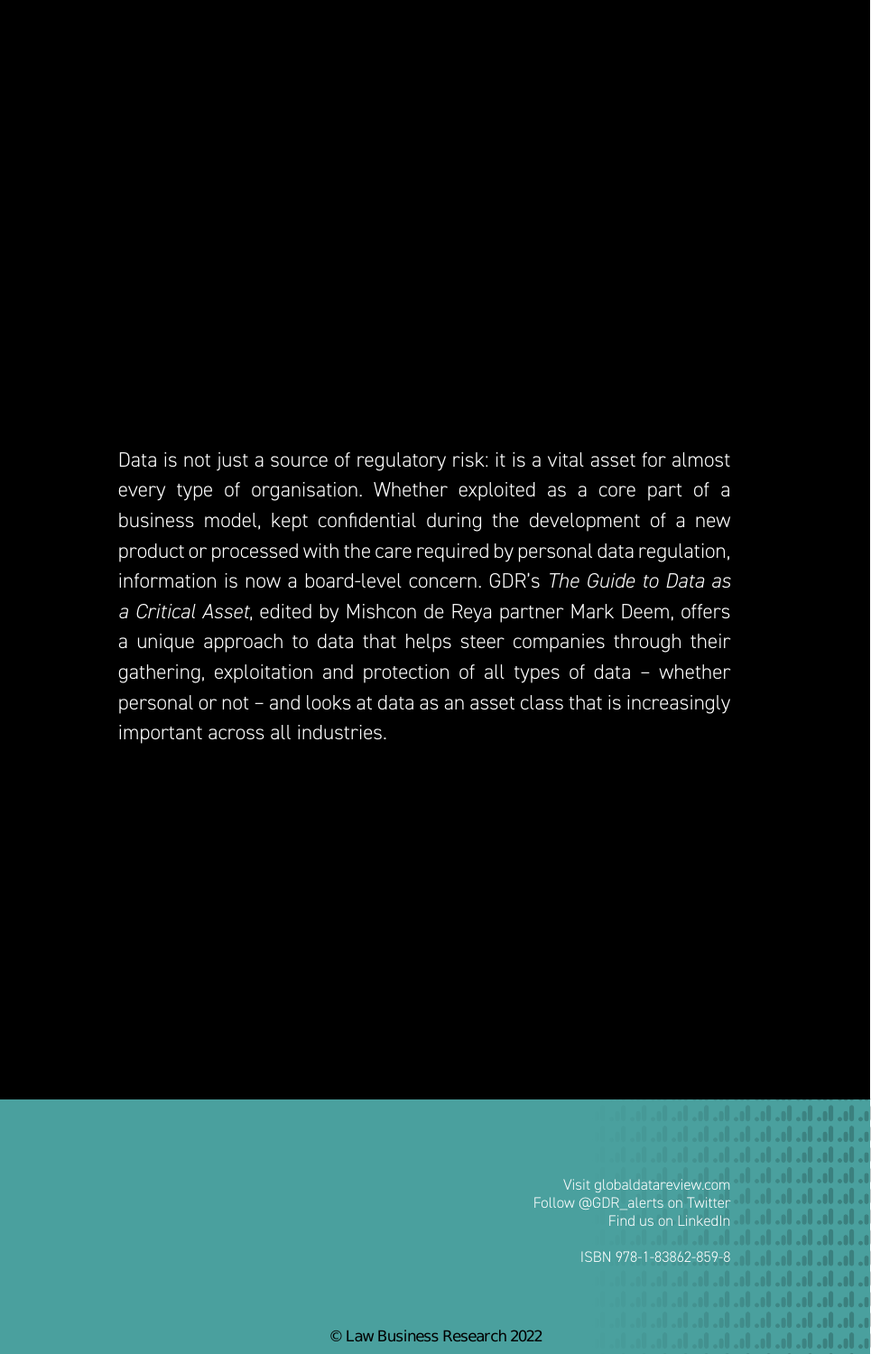Data is not just a source of regulatory risk: it is a vital asset for almost every type of organisation. Whether exploited as a core part of a business model, kept confidential during the development of a new product or processed with the care required by personal data regulation, information is now a board-level concern. GDR's *The Guide to Data as a Critical Asset*, edited by Mishcon de Reya partner Mark Deem, offers a unique approach to data that helps steer companies through their gathering, exploitation and protection of all types of data – whether personal or not – and looks at data as an asset class that is increasingly important across all industries.

Visit globaldatareview.com
Follow @GDR_alerts on Twitter
Find us on LinkedIn

ISBN 978-1-83862-859-8

© Law Business Research 2022